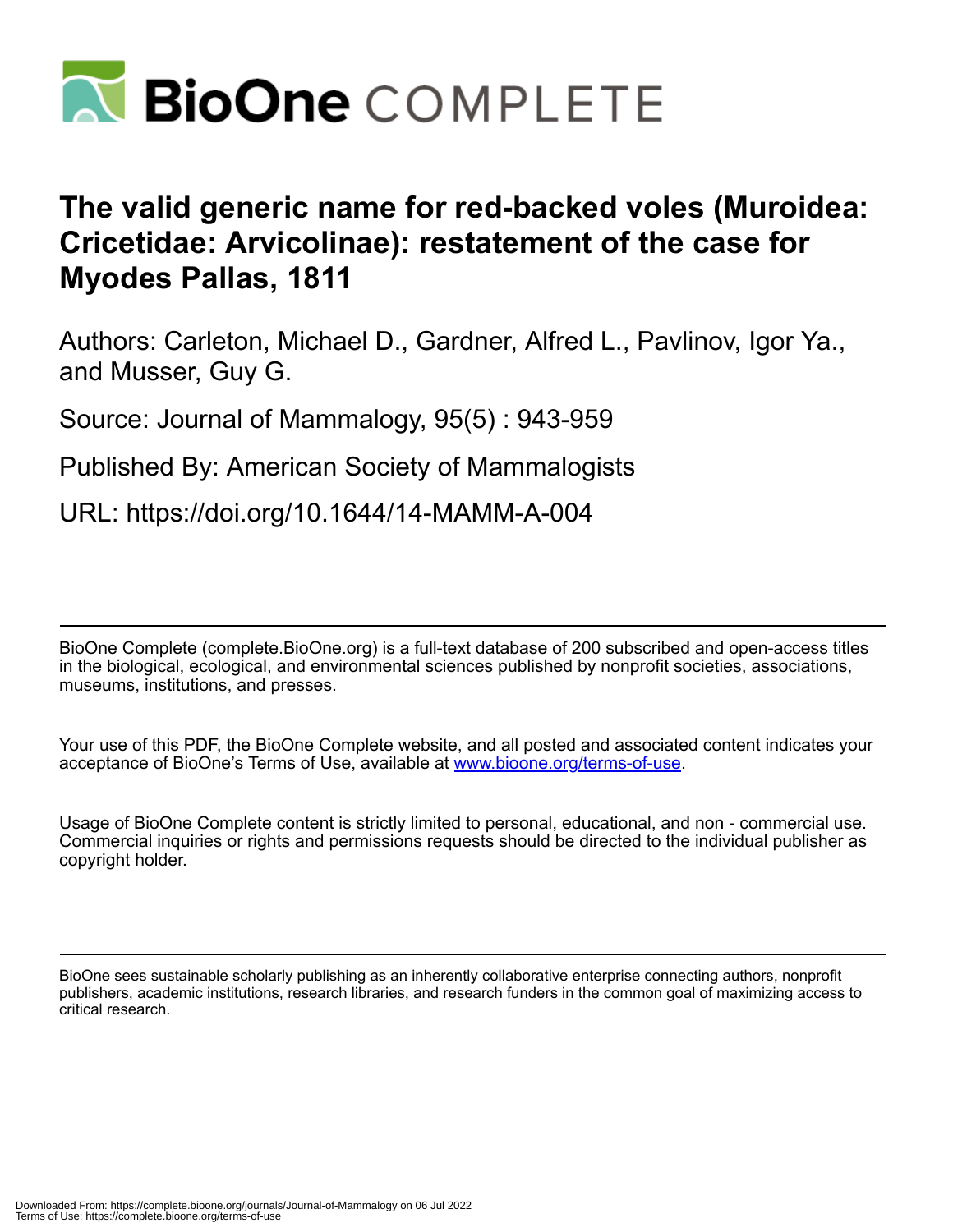# The valid generic name for red-backed voles (Muroidea: Cricetidae: Arvicolinae): restatement of the case for Myodes Pallas, 1811

Authors: Carleton, Michael D., Gardner, Alfred L., Pavlinov, Igor Ya., and Musser, Guy G.

Source: Journal of Mammalogy, 95(5) : 943-959

Published By: American Society of Mammalogists

URL: https://doi.org/10.1644/14-MAMM-A-004

BioOne Complete (complete.BioOne.org) is a full-text database of 200 subscribed and open-access titles in the biological, ecological, and environmental sciences published by nonprofit societies, associations, museums, institutions, and presses.

Your use of this PDF, the BioOne Complete website, and all posted and associated content indicates your acceptance of BioOne's Terms of Use, available at www.bioone.org/terms-of-use.

Usage of BioOne Complete content is strictly limited to personal, educational, and non - commercial use. Commercial inquiries or rights and permissions requests should be directed to the individual publisher as copyright holder.

BioOne sees sustainable scholarly publishing as an inherently collaborative enterprise connecting authors, nonprofit publishers, academic institutions, research libraries, and research funders in the common goal of maximizing access to critical research.

Downloaded From: https://complete.bioone.org/journals/Journal-of-Mammalogy on 06 Jul 2022
Terms of Use: https://complete.bioone.org/terms-of-use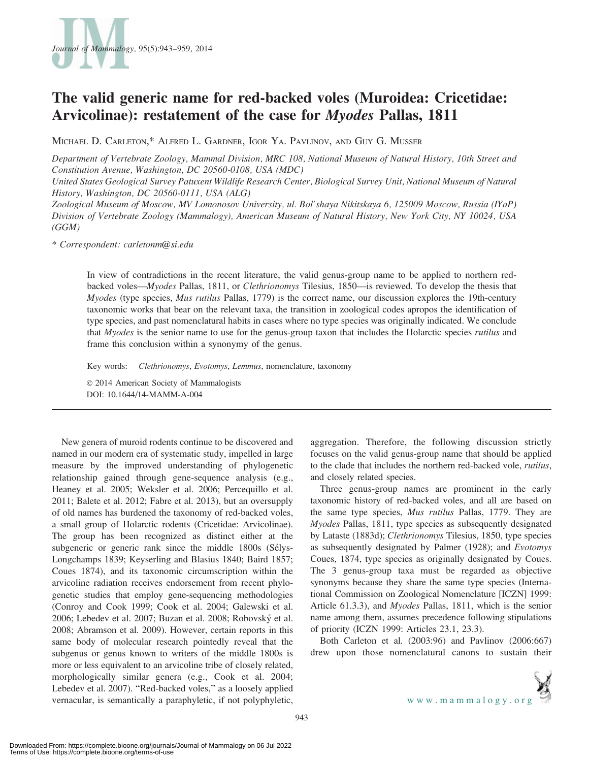# The valid generic name for red-backed voles (Muroidea: Cricetidae: Arvicolinae): restatement of the case for *Myodes* Pallas, 1811

Michael D. Carleton,* Alfred L. Gardner, Igor Ya. Pavlinov, and Guy G. Musser

*Department of Vertebrate Zoology, Mammal Division, MRC 108, National Museum of Natural History, 10th Street and Constitution Avenue, Washington, DC 20560-0108, USA (MDC)*

*United States Geological Survey Patuxent Wildlife Research Center, Biological Survey Unit, National Museum of Natural History, Washington, DC 20560-0111, USA (ALG)*

*Zoological Museum of Moscow, MV Lomonosov University, ul. Bol'shaya Nikitskaya 6, 125009 Moscow, Russia (IYaP)*

*Division of Vertebrate Zoology (Mammalogy), American Museum of Natural History, New York City, NY 10024, USA (GGM)*

\* *Correspondent: carletonm@si.edu*

In view of contradictions in the recent literature, the valid genus-group name to be applied to northern red-backed voles—*Myodes* Pallas, 1811, or *Clethrionomys* Tilesius, 1850—is reviewed. To develop the thesis that *Myodes* (type species, *Mus rutilus* Pallas, 1779) is the correct name, our discussion explores the 19th-century taxonomic works that bear on the relevant taxa, the transition in zoological codes apropos the identification of type species, and past nomenclatural habits in cases where no type species was originally indicated. We conclude that *Myodes* is the senior name to use for the genus-group taxon that includes the Holarctic species *rutilus* and frame this conclusion within a synonymy of the genus.

Key words: *Clethrionomys*, *Evotomys*, *Lemmus*, nomenclature, taxonomy

© 2014 American Society of Mammalogists
DOI: 10.1644/14-MAMM-A-004

New genera of muroid rodents continue to be discovered and named in our modern era of systematic study, impelled in large measure by the improved understanding of phylogenetic relationship gained through gene-sequence analysis (e.g., Heaney et al. 2005; Weksler et al. 2006; Percequillo et al. 2011; Balete et al. 2012; Fabre et al. 2013), but an oversupply of old names has burdened the taxonomy of red-backed voles, a small group of Holarctic rodents (Cricetidae: Arvicolinae). The group has been recognized as distinct either at the subgeneric or generic rank since the middle 1800s (Sélys-Longchamps 1839; Keyserling and Blasius 1840; Baird 1857; Coues 1874), and its taxonomic circumscription within the arvicoline radiation receives endorsement from recent phylogenetic studies that employ gene-sequencing methodologies (Conroy and Cook 1999; Cook et al. 2004; Galewski et al. 2006; Lebedev et al. 2007; Buzan et al. 2008; Robovský et al. 2008; Abramson et al. 2009). However, certain reports in this same body of molecular research pointedly reveal that the subgenus or genus known to writers of the middle 1800s is more or less equivalent to an arvicoline tribe of closely related, morphologically similar genera (e.g., Cook et al. 2004; Lebedev et al. 2007). "Red-backed voles," as a loosely applied vernacular, is semantically a paraphyletic, if not polyphyletic, aggregation. Therefore, the following discussion strictly focuses on the valid genus-group name that should be applied to the clade that includes the northern red-backed vole, *rutilus*, and closely related species.

Three genus-group names are prominent in the early taxonomic history of red-backed voles, and all are based on the same type species, *Mus rutilus* Pallas, 1779. They are *Myodes* Pallas, 1811, type species as subsequently designated by Lataste (1883d); *Clethrionomys* Tilesius, 1850, type species as subsequently designated by Palmer (1928); and *Evotomys* Coues, 1874, type species as originally designated by Coues. The 3 genus-group taxa must be regarded as objective synonyms because they share the same type species (International Commission on Zoological Nomenclature [ICZN] 1999: Article 61.3.3), and *Myodes* Pallas, 1811, which is the senior name among them, assumes precedence following stipulations of priority (ICZN 1999: Articles 23.1, 23.3).

Both Carleton et al. (2003:96) and Pavlinov (2006:667) drew upon those nomenclatural canons to sustain their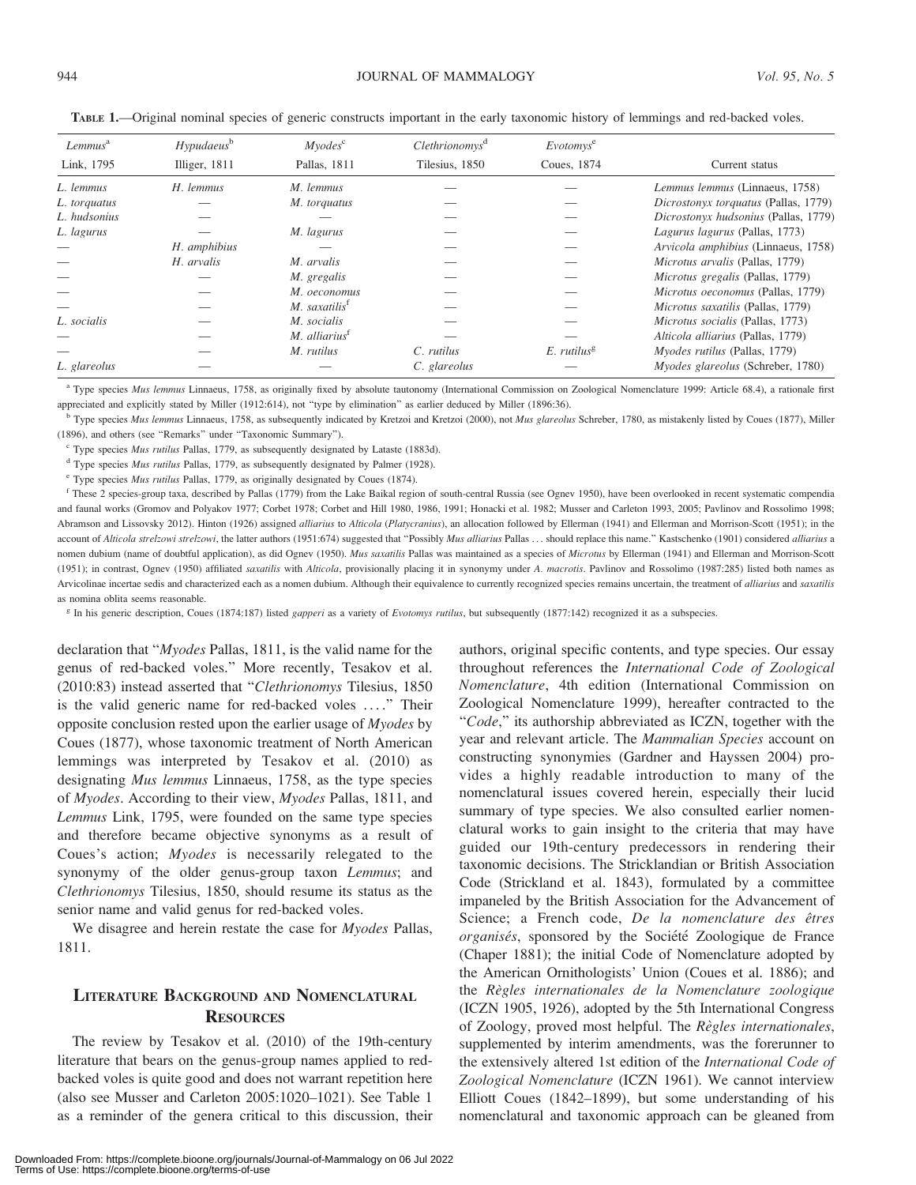TABLE 1.—Original nominal species of generic constructs important in the early taxonomic history of lemmings and red-backed voles.

| *Lemmus*[a] Link, 1795 | *Hypudaeus*[b] Illiger, 1811 | *Myodes*[c] Pallas, 1811 | *Clethrionomys*[d] Tilesius, 1850 | *Evotomys*[e] Coues, 1874 | Current status |
|---|---|---|---|---|---|
| *L. lemmus* | *H. lemmus* | *M. lemmus* | — | — | *Lemmus lemmus* (Linnaeus, 1758) |
| *L. torquatus* | — | *M. torquatus* | — | — | *Dicrostonyx torquatus* (Pallas, 1779) |
| *L. hudsonius* | — | — | — | — | *Dicrostonyx hudsonius* (Pallas, 1779) |
| *L. lagurus* | — | *M. lagurus* | — | — | *Lagurus lagurus* (Pallas, 1773) |
| — | *H. amphibius* | — | — | — | *Arvicola amphibius* (Linnaeus, 1758) |
| — | *H. arvalis* | *M. arvalis* | — | — | *Microtus arvalis* (Pallas, 1779) |
| — | — | *M. gregalis* | — | — | *Microtus gregalis* (Pallas, 1779) |
| — | — | *M. oeconomus* | — | — | *Microtus oeconomus* (Pallas, 1779) |
| — | — | *M. saxatilis*[f] | — | — | *Microtus saxatilis* (Pallas, 1779) |
| *L. socialis* | — | *M. socialis* | — | — | *Microtus socialis* (Pallas, 1773) |
| — | — | *M. alliarius*[f] | — | — | *Alticola alliarius* (Pallas, 1779) |
| — | — | *M. rutilus* | *C. rutilus* | *E. rutilus*[g] | *Myodes rutilus* (Pallas, 1779) |
| *L. glareolus* | — | — | *C. glareolus* | — | *Myodes glareolus* (Schreber, 1780) |

[a] Type species *Mus lemmus* Linnaeus, 1758, as originally fixed by absolute tautonomy (International Commission on Zoological Nomenclature 1999: Article 68.4), a rationale first appreciated and explicitly stated by Miller (1912:614), not "type by elimination" as earlier deduced by Miller (1896:36).

[b] Type species *Mus lemmus* Linnaeus, 1758, as subsequently indicated by Kretzoi and Kretzoi (2000), not *Mus glareolus* Schreber, 1780, as mistakenly listed by Coues (1877), Miller (1896), and others (see "Remarks" under "Taxonomic Summary").

[c] Type species *Mus rutilus* Pallas, 1779, as subsequently designated by Lataste (1883d).

[d] Type species *Mus rutilus* Pallas, 1779, as subsequently designated by Palmer (1928).

[e] Type species *Mus rutilus* Pallas, 1779, as originally designated by Coues (1874).

[f] These 2 species-group taxa, described by Pallas (1779) from the Lake Baikal region of south-central Russia (see Ognev 1950), have been overlooked in recent systematic compendia and faunal works (Gromov and Polyakov 1977; Corbet 1978; Corbet and Hill 1980, 1986, 1991; Honacki et al. 1982; Musser and Carleton 1993, 2005; Pavlinov and Rossolimo 1998; Abramson and Lissovsky 2012). Hinton (1926) assigned *alliarius* to *Alticola* (*Platycranius*), an allocation followed by Ellerman (1941) and Ellerman and Morrison-Scott (1951); in the account of *Alticola strelzowi strelzowi*, the latter authors (1951:674) suggested that "Possibly *Mus alliarius* Pallas . . . should replace this name." Kastschenko (1901) considered *alliarius* a nomen dubium (name of doubtful application), as did Ognev (1950). *Mus saxatilis* Pallas was maintained as a species of *Microtus* by Ellerman (1941) and Ellerman and Morrison-Scott (1951); in contrast, Ognev (1950) affiliated *saxatilis* with *Alticola*, provisionally placing it in synonymy under *A. macrotis*. Pavlinov and Rossolimo (1987:285) listed both names as Arvicolinae incertae sedis and characterized each as a nomen dubium. Although their equivalence to currently recognized species remains uncertain, the treatment of *alliarius* and *saxatilis* as nomina oblita seems reasonable.

[g] In his generic description, Coues (1874:187) listed *gapperi* as a variety of *Evotomys rutilus*, but subsequently (1877:142) recognized it as a subspecies.

declaration that "*Myodes* Pallas, 1811, is the valid name for the genus of red-backed voles." More recently, Tesakov et al. (2010:83) instead asserted that "*Clethrionomys* Tilesius, 1850 is the valid generic name for red-backed voles . . . ." Their opposite conclusion rested upon the earlier usage of *Myodes* by Coues (1877), whose taxonomic treatment of North American lemmings was interpreted by Tesakov et al. (2010) as designating *Mus lemmus* Linnaeus, 1758, as the type species of *Myodes*. According to their view, *Myodes* Pallas, 1811, and *Lemmus* Link, 1795, were founded on the same type species and therefore became objective synonyms as a result of Coues's action; *Myodes* is necessarily relegated to the synonymy of the older genus-group taxon *Lemmus*; and *Clethrionomys* Tilesius, 1850, should resume its status as the senior name and valid genus for red-backed voles.

We disagree and herein restate the case for *Myodes* Pallas, 1811.

## LITERATURE BACKGROUND AND NOMENCLATURAL RESOURCES

The review by Tesakov et al. (2010) of the 19th-century literature that bears on the genus-group names applied to red-backed voles is quite good and does not warrant repetition here (also see Musser and Carleton 2005:1020–1021). See Table 1 as a reminder of the genera critical to this discussion, their authors, original specific contents, and type species. Our essay throughout references the *International Code of Zoological Nomenclature*, 4th edition (International Commission on Zoological Nomenclature 1999), hereafter contracted to the "*Code*," its authorship abbreviated as ICZN, together with the year and relevant article. The *Mammalian Species* account on constructing synonymies (Gardner and Hayssen 2004) provides a highly readable introduction to many of the nomenclatural issues covered herein, especially their lucid summary of type species. We also consulted earlier nomenclatural works to gain insight to the criteria that may have guided our 19th-century predecessors in rendering their taxonomic decisions. The Stricklandian or British Association Code (Strickland et al. 1843), formulated by a committee impaneled by the British Association for the Advancement of Science; a French code, *De la nomenclature des êtres organisés*, sponsored by the Société Zoologique de France (Chaper 1881); the initial Code of Nomenclature adopted by the American Ornithologists' Union (Coues et al. 1886); and the *Règles internationales de la Nomenclature zoologique* (ICZN 1905, 1926), adopted by the 5th International Congress of Zoology, proved most helpful. The *Règles internationales*, supplemented by interim amendments, was the forerunner to the extensively altered 1st edition of the *International Code of Zoological Nomenclature* (ICZN 1961). We cannot interview Elliott Coues (1842–1899), but some understanding of his nomenclatural and taxonomic approach can be gleaned from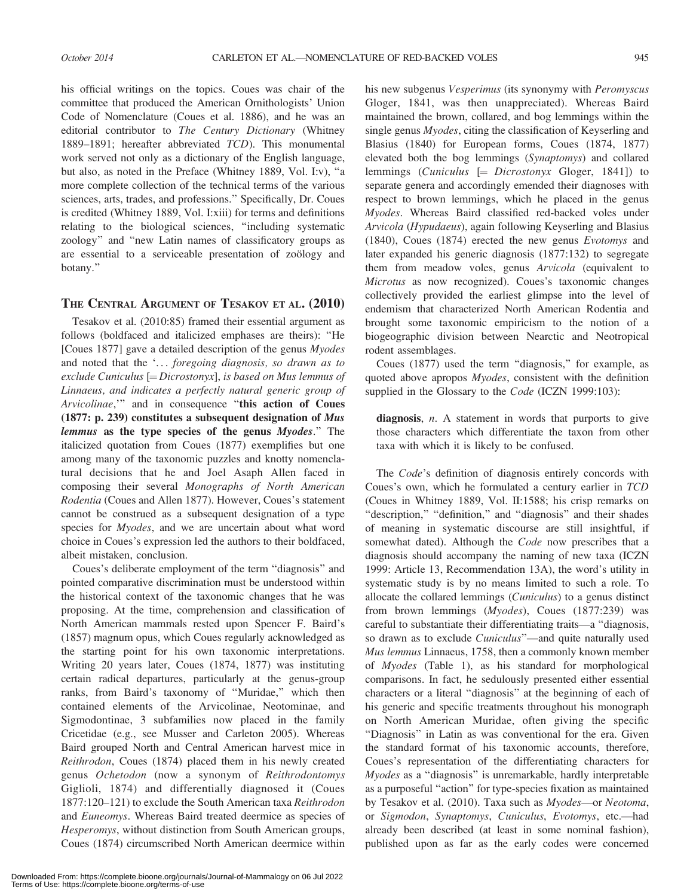his official writings on the topics. Coues was chair of the committee that produced the American Ornithologists' Union Code of Nomenclature (Coues et al. 1886), and he was an editorial contributor to *The Century Dictionary* (Whitney 1889–1891; hereafter abbreviated *TCD*). This monumental work served not only as a dictionary of the English language, but also, as noted in the Preface (Whitney 1889, Vol. I:v), "a more complete collection of the technical terms of the various sciences, arts, trades, and professions." Specifically, Dr. Coues is credited (Whitney 1889, Vol. I:xiii) for terms and definitions relating to the biological sciences, "including systematic zoology" and "new Latin names of classificatory groups as are essential to a serviceable presentation of zoölogy and botany."

## The Central Argument of Tesakov et al. (2010)

Tesakov et al. (2010:85) framed their essential argument as follows (boldfaced and italicized emphases are theirs): "He [Coues 1877] gave a detailed description of the genus *Myodes* and noted that the '*… foregoing diagnosis, so drawn as to exclude Cuniculus* [= *Dicrostonyx*], *is based on Mus lemmus of Linnaeus, and indicates a perfectly natural generic group of Arvicolinae*,'" and in consequence "**this action of Coues (1877: p. 239) constitutes a subsequent designation of *Mus lemmus* as the type species of the genus *Myodes*.**" The italicized quotation from Coues (1877) exemplifies but one among many of the taxonomic puzzles and knotty nomenclatural decisions that he and Joel Asaph Allen faced in composing their several *Monographs of North American Rodentia* (Coues and Allen 1877). However, Coues's statement cannot be construed as a subsequent designation of a type species for *Myodes*, and we are uncertain about what word choice in Coues's expression led the authors to their boldfaced, albeit mistaken, conclusion.

Coues's deliberate employment of the term "diagnosis" and pointed comparative discrimination must be understood within the historical context of the taxonomic changes that he was proposing. At the time, comprehension and classification of North American mammals rested upon Spencer F. Baird's (1857) magnum opus, which Coues regularly acknowledged as the starting point for his own taxonomic interpretations. Writing 20 years later, Coues (1874, 1877) was instituting certain radical departures, particularly at the genus-group ranks, from Baird's taxonomy of "Muridae," which then contained elements of the Arvicolinae, Neotominae, and Sigmodontinae, 3 subfamilies now placed in the family Cricetidae (e.g., see Musser and Carleton 2005). Whereas Baird grouped North and Central American harvest mice in *Reithrodon*, Coues (1874) placed them in his newly created genus *Ochetodon* (now a synonym of *Reithrodontomys* Giglioli, 1874) and differentially diagnosed it (Coues 1877:120–121) to exclude the South American taxa *Reithrodon* and *Euneomys*. Whereas Baird treated deermice as species of *Hesperomys*, without distinction from South American groups, Coues (1874) circumscribed North American deermice within his new subgenus *Vesperimus* (its synonymy with *Peromyscus* Gloger, 1841, was then unappreciated). Whereas Baird maintained the brown, collared, and bog lemmings within the single genus *Myodes*, citing the classification of Keyserling and Blasius (1840) for European forms, Coues (1874, 1877) elevated both the bog lemmings (*Synaptomys*) and collared lemmings (*Cuniculus* [= *Dicrostonyx* Gloger, 1841]) to separate genera and accordingly emended their diagnoses with respect to brown lemmings, which he placed in the genus *Myodes*. Whereas Baird classified red-backed voles under *Arvicola* (*Hypudaeus*), again following Keyserling and Blasius (1840), Coues (1874) erected the new genus *Evotomys* and later expanded his generic diagnosis (1877:132) to segregate them from meadow voles, genus *Arvicola* (equivalent to *Microtus* as now recognized). Coues's taxonomic changes collectively provided the earliest glimpse into the level of endemism that characterized North American Rodentia and brought some taxonomic empiricism to the notion of a biogeographic division between Nearctic and Neotropical rodent assemblages.

Coues (1877) used the term "diagnosis," for example, as quoted above apropos *Myodes*, consistent with the definition supplied in the Glossary to the *Code* (ICZN 1999:103):

> **diagnosis**, *n*. A statement in words that purports to give those characters which differentiate the taxon from other taxa with which it is likely to be confused.

The *Code*'s definition of diagnosis entirely concords with Coues's own, which he formulated a century earlier in *TCD* (Coues in Whitney 1889, Vol. II:1588; his crisp remarks on "description," "definition," and "diagnosis" and their shades of meaning in systematic discourse are still insightful, if somewhat dated). Although the *Code* now prescribes that a diagnosis should accompany the naming of new taxa (ICZN 1999: Article 13, Recommendation 13A), the word's utility in systematic study is by no means limited to such a role. To allocate the collared lemmings (*Cuniculus*) to a genus distinct from brown lemmings (*Myodes*), Coues (1877:239) was careful to substantiate their differentiating traits—a "diagnosis, so drawn as to exclude *Cuniculus*"—and quite naturally used *Mus lemmus* Linnaeus, 1758, then a commonly known member of *Myodes* (Table 1), as his standard for morphological comparisons. In fact, he sedulously presented either essential characters or a literal "diagnosis" at the beginning of each of his generic and specific treatments throughout his monograph on North American Muridae, often giving the specific "Diagnosis" in Latin as was conventional for the era. Given the standard format of his taxonomic accounts, therefore, Coues's representation of the differentiating characters for *Myodes* as a "diagnosis" is unremarkable, hardly interpretable as a purposeful "action" for type-species fixation as maintained by Tesakov et al. (2010). Taxa such as *Myodes*—or *Neotoma*, or *Sigmodon*, *Synaptomys*, *Cuniculus*, *Evotomys*, etc.—had already been described (at least in some nominal fashion), published upon as far as the early codes were concerned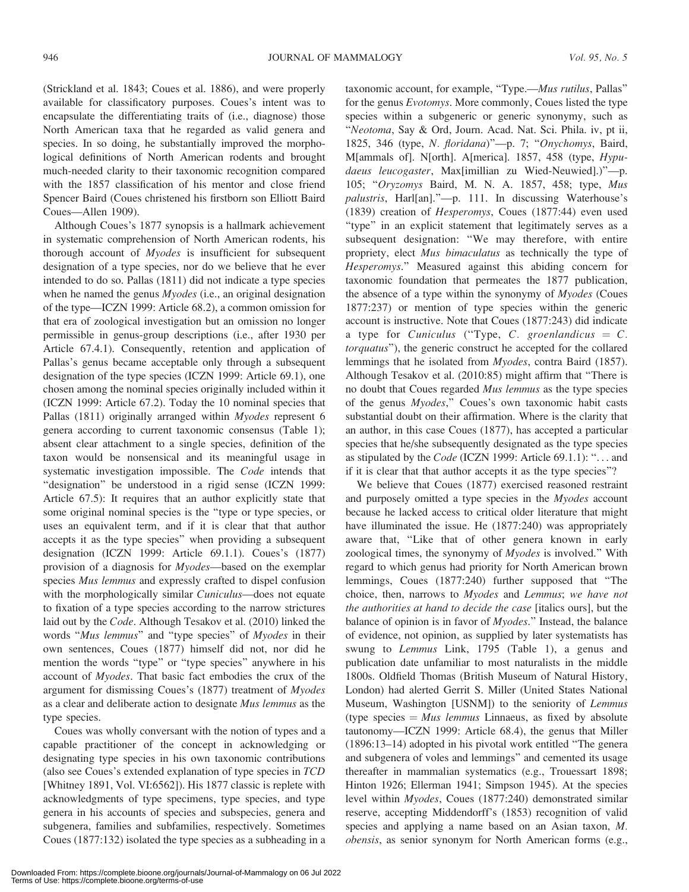(Strickland et al. 1843; Coues et al. 1886), and were properly available for classificatory purposes. Coues's intent was to encapsulate the differentiating traits of (i.e., diagnose) those North American taxa that he regarded as valid genera and species. In so doing, he substantially improved the morphological definitions of North American rodents and brought much-needed clarity to their taxonomic recognition compared with the 1857 classification of his mentor and close friend Spencer Baird (Coues christened his firstborn son Elliott Baird Coues—Allen 1909).

Although Coues's 1877 synopsis is a hallmark achievement in systematic comprehension of North American rodents, his thorough account of *Myodes* is insufficient for subsequent designation of a type species, nor do we believe that he ever intended to do so. Pallas (1811) did not indicate a type species when he named the genus *Myodes* (i.e., an original designation of the type—ICZN 1999: Article 68.2), a common omission for that era of zoological investigation but an omission no longer permissible in genus-group descriptions (i.e., after 1930 per Article 67.4.1). Consequently, retention and application of Pallas's genus became acceptable only through a subsequent designation of the type species (ICZN 1999: Article 69.1), one chosen among the nominal species originally included within it (ICZN 1999: Article 67.2). Today the 10 nominal species that Pallas (1811) originally arranged within *Myodes* represent 6 genera according to current taxonomic consensus (Table 1); absent clear attachment to a single species, definition of the taxon would be nonsensical and its meaningful usage in systematic investigation impossible. The *Code* intends that "designation" be understood in a rigid sense (ICZN 1999: Article 67.5): It requires that an author explicitly state that some original nominal species is the "type or type species, or uses an equivalent term, and if it is clear that that author accepts it as the type species" when providing a subsequent designation (ICZN 1999: Article 69.1.1). Coues's (1877) provision of a diagnosis for *Myodes*—based on the exemplar species *Mus lemmus* and expressly crafted to dispel confusion with the morphologically similar *Cuniculus*—does not equate to fixation of a type species according to the narrow strictures laid out by the *Code*. Although Tesakov et al. (2010) linked the words "*Mus lemmus*" and "type species" of *Myodes* in their own sentences, Coues (1877) himself did not, nor did he mention the words "type" or "type species" anywhere in his account of *Myodes*. That basic fact embodies the crux of the argument for dismissing Coues's (1877) treatment of *Myodes* as a clear and deliberate action to designate *Mus lemmus* as the type species.

Coues was wholly conversant with the notion of types and a capable practitioner of the concept in acknowledging or designating type species in his own taxonomic contributions (also see Coues's extended explanation of type species in *TCD* [Whitney 1891, Vol. VI:6562]). His 1877 classic is replete with acknowledgments of type specimens, type species, and type genera in his accounts of species and subspecies, genera and subgenera, families and subfamilies, respectively. Sometimes Coues (1877:132) isolated the type species as a subheading in a taxonomic account, for example, "Type.—*Mus rutilus*, Pallas" for the genus *Evotomys*. More commonly, Coues listed the type species within a subgeneric or generic synonymy, such as "*Neotoma*, Say & Ord, Journ. Acad. Nat. Sci. Phila. iv, pt ii, 1825, 346 (type, *N. floridana*)"—p. 7; "*Onychomys*, Baird, M[ammals of]. N[orth]. A[merica]. 1857, 458 (type, *Hypudaeus leucogaster*, Max[imillian zu Wied-Neuwied].)"—p. 105; "*Oryzomys* Baird, M. N. A. 1857, 458; type, *Mus palustris*, Harl[an]."—p. 111. In discussing Waterhouse's (1839) creation of *Hesperomys*, Coues (1877:44) even used "type" in an explicit statement that legitimately serves as a subsequent designation: "We may therefore, with entire propriety, elect *Mus bimaculatus* as technically the type of *Hesperomys*." Measured against this abiding concern for taxonomic foundation that permeates the 1877 publication, the absence of a type within the synonymy of *Myodes* (Coues 1877:237) or mention of type species within the generic account is instructive. Note that Coues (1877:243) did indicate a type for *Cuniculus* ("Type, *C. groenlandicus* = *C. torquatus*"), the generic construct he accepted for the collared lemmings that he isolated from *Myodes*, contra Baird (1857). Although Tesakov et al. (2010:85) might affirm that "There is no doubt that Coues regarded *Mus lemmus* as the type species of the genus *Myodes*," Coues's own taxonomic habit casts substantial doubt on their affirmation. Where is the clarity that an author, in this case Coues (1877), has accepted a particular species that he/she subsequently designated as the type species as stipulated by the *Code* (ICZN 1999: Article 69.1.1): "… and if it is clear that that author accepts it as the type species"?

We believe that Coues (1877) exercised reasoned restraint and purposely omitted a type species in the *Myodes* account because he lacked access to critical older literature that might have illuminated the issue. He (1877:240) was appropriately aware that, "Like that of other genera known in early zoological times, the synonymy of *Myodes* is involved." With regard to which genus had priority for North American brown lemmings, Coues (1877:240) further supposed that "The choice, then, narrows to *Myodes* and *Lemmus*; *we have not the authorities at hand to decide the case* [italics ours], but the balance of opinion is in favor of *Myodes*." Instead, the balance of evidence, not opinion, as supplied by later systematists has swung to *Lemmus* Link, 1795 (Table 1), a genus and publication date unfamiliar to most naturalists in the middle 1800s. Oldfield Thomas (British Museum of Natural History, London) had alerted Gerrit S. Miller (United States National Museum, Washington [USNM]) to the seniority of *Lemmus* (type species = *Mus lemmus* Linnaeus, as fixed by absolute tautonomy—ICZN 1999: Article 68.4), the genus that Miller (1896:13–14) adopted in his pivotal work entitled "The genera and subgenera of voles and lemmings" and cemented its usage thereafter in mammalian systematics (e.g., Trouessart 1898; Hinton 1926; Ellerman 1941; Simpson 1945). At the species level within *Myodes*, Coues (1877:240) demonstrated similar reserve, accepting Middendorff's (1853) recognition of valid species and applying a name based on an Asian taxon, *M. obensis*, as senior synonym for North American forms (e.g.,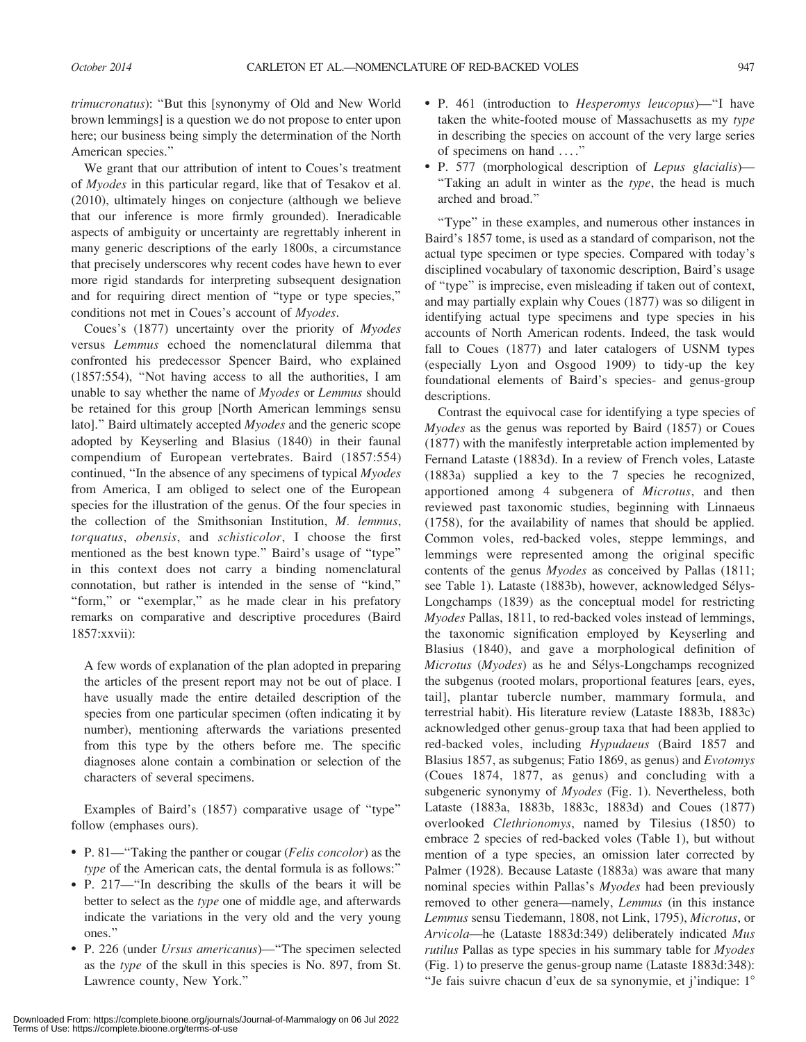*trimucronatus*): "But this [synonymy of Old and New World brown lemmings] is a question we do not propose to enter upon here; our business being simply the determination of the North American species."

We grant that our attribution of intent to Coues's treatment of *Myodes* in this particular regard, like that of Tesakov et al. (2010), ultimately hinges on conjecture (although we believe that our inference is more firmly grounded). Ineradicable aspects of ambiguity or uncertainty are regrettably inherent in many generic descriptions of the early 1800s, a circumstance that precisely underscores why recent codes have hewn to ever more rigid standards for interpreting subsequent designation and for requiring direct mention of "type or type species," conditions not met in Coues's account of *Myodes*.

Coues's (1877) uncertainty over the priority of *Myodes* versus *Lemmus* echoed the nomenclatural dilemma that confronted his predecessor Spencer Baird, who explained (1857:554), "Not having access to all the authorities, I am unable to say whether the name of *Myodes* or *Lemmus* should be retained for this group [North American lemmings sensu lato]." Baird ultimately accepted *Myodes* and the generic scope adopted by Keyserling and Blasius (1840) in their faunal compendium of European vertebrates. Baird (1857:554) continued, "In the absence of any specimens of typical *Myodes* from America, I am obliged to select one of the European species for the illustration of the genus. Of the four species in the collection of the Smithsonian Institution, *M. lemmus*, *torquatus*, *obensis*, and *schisticolor*, I choose the first mentioned as the best known type." Baird's usage of "type" in this context does not carry a binding nomenclatural connotation, but rather is intended in the sense of "kind," "form," or "exemplar," as he made clear in his prefatory remarks on comparative and descriptive procedures (Baird 1857:xxvii):

> A few words of explanation of the plan adopted in preparing the articles of the present report may not be out of place. I have usually made the entire detailed description of the species from one particular specimen (often indicating it by number), mentioning afterwards the variations presented from this type by the others before me. The specific diagnoses alone contain a combination or selection of the characters of several specimens.

Examples of Baird's (1857) comparative usage of "type" follow (emphases ours).

- P. 81—"Taking the panther or cougar (*Felis concolor*) as the *type* of the American cats, the dental formula is as follows:"
- P. 217—"In describing the skulls of the bears it will be better to select as the *type* one of middle age, and afterwards indicate the variations in the very old and the very young ones."
- P. 226 (under *Ursus americanus*)—"The specimen selected as the *type* of the skull in this species is No. 897, from St. Lawrence county, New York."
- P. 461 (introduction to *Hesperomys leucopus*)—"I have taken the white-footed mouse of Massachusetts as my *type* in describing the species on account of the very large series of specimens on hand . . . ."
- P. 577 (morphological description of *Lepus glacialis*)—"Taking an adult in winter as the *type*, the head is much arched and broad."

"Type" in these examples, and numerous other instances in Baird's 1857 tome, is used as a standard of comparison, not the actual type specimen or type species. Compared with today's disciplined vocabulary of taxonomic description, Baird's usage of "type" is imprecise, even misleading if taken out of context, and may partially explain why Coues (1877) was so diligent in identifying actual type specimens and type species in his accounts of North American rodents. Indeed, the task would fall to Coues (1877) and later catalogers of USNM types (especially Lyon and Osgood 1909) to tidy-up the key foundational elements of Baird's species- and genus-group descriptions.

Contrast the equivocal case for identifying a type species of *Myodes* as the genus was reported by Baird (1857) or Coues (1877) with the manifestly interpretable action implemented by Fernand Lataste (1883d). In a review of French voles, Lataste (1883a) supplied a key to the 7 species he recognized, apportioned among 4 subgenera of *Microtus*, and then reviewed past taxonomic studies, beginning with Linnaeus (1758), for the availability of names that should be applied. Common voles, red-backed voles, steppe lemmings, and lemmings were represented among the original specific contents of the genus *Myodes* as conceived by Pallas (1811; see Table 1). Lataste (1883b), however, acknowledged Sélys-Longchamps (1839) as the conceptual model for restricting *Myodes* Pallas, 1811, to red-backed voles instead of lemmings, the taxonomic signification employed by Keyserling and Blasius (1840), and gave a morphological definition of *Microtus* (*Myodes*) as he and Sélys-Longchamps recognized the subgenus (rooted molars, proportional features [ears, eyes, tail], plantar tubercle number, mammary formula, and terrestrial habit). His literature review (Lataste 1883b, 1883c) acknowledged other genus-group taxa that had been applied to red-backed voles, including *Hypudaeus* (Baird 1857 and Blasius 1857, as subgenus; Fatio 1869, as genus) and *Evotomys* (Coues 1874, 1877, as genus) and concluding with a subgeneric synonymy of *Myodes* (Fig. 1). Nevertheless, both Lataste (1883a, 1883b, 1883c, 1883d) and Coues (1877) overlooked *Clethrionomys*, named by Tilesius (1850) to embrace 2 species of red-backed voles (Table 1), but without mention of a type species, an omission later corrected by Palmer (1928). Because Lataste (1883a) was aware that many nominal species within Pallas's *Myodes* had been previously removed to other genera—namely, *Lemmus* (in this instance *Lemmus* sensu Tiedemann, 1808, not Link, 1795), *Microtus*, or *Arvicola*—he (Lataste 1883d:349) deliberately indicated *Mus rutilus* Pallas as type species in his summary table for *Myodes* (Fig. 1) to preserve the genus-group name (Lataste 1883d:348): "Je fais suivre chacun d'eux de sa synonymie, et j'indique: 1°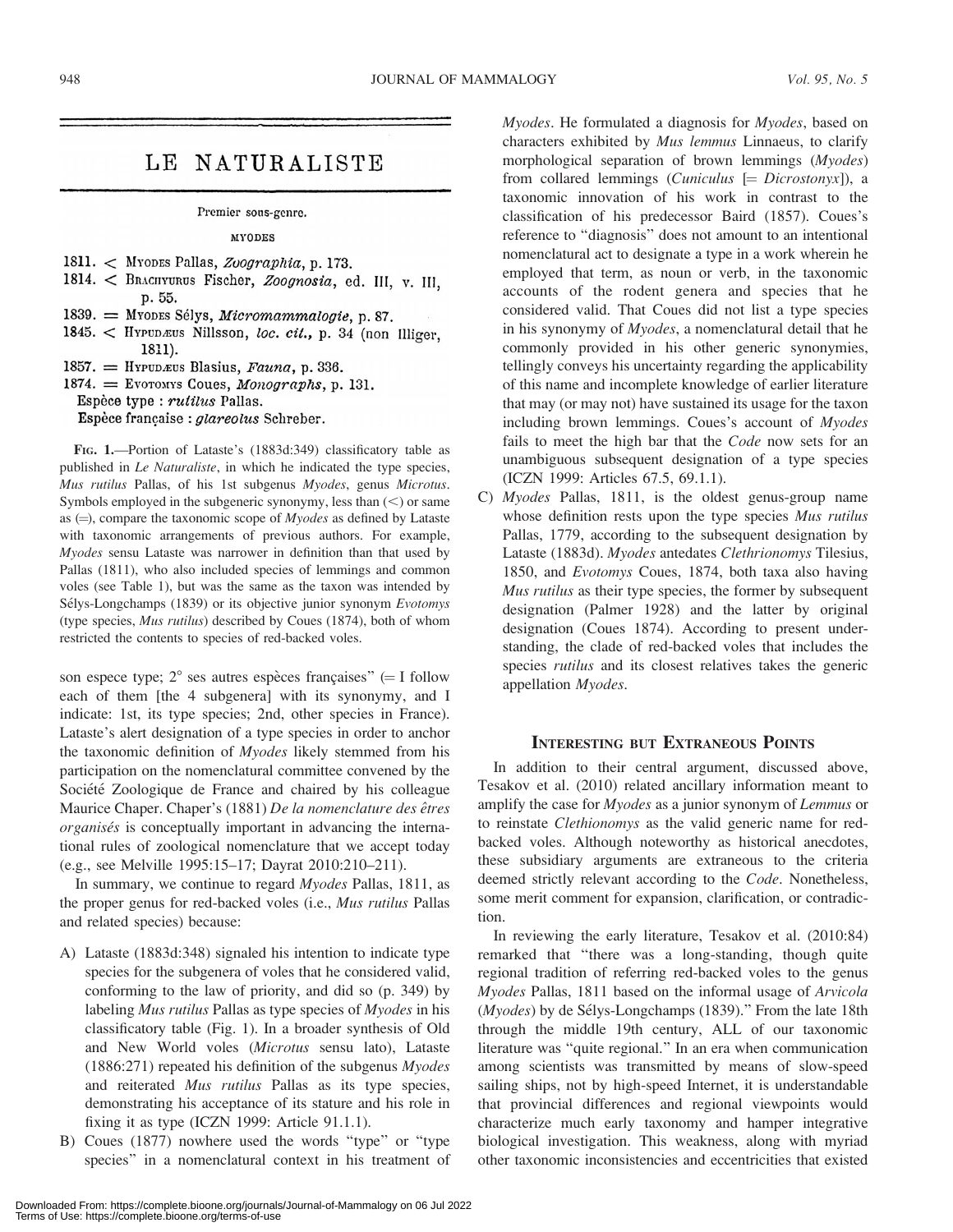LE NATURALISTE

Premier sous-genre.

MYODES

1811. < MYODES Pallas, *Zoographia*, p. 173.
1814. < BRACHYURUS Fischer, *Zoognosia*, ed. III, v. III, p. 55.
1839. = MYODES Sélys, *Micromammalogie*, p. 87.
1845. < HYPUDÆUS Nillsson, *loc. cit.*, p. 34 (non Illiger, 1811).
1857. = HYPUDÆUS Blasius, *Fauna*, p. 336.
1874. = EVOTOMYS Coues, *Monographs*, p. 131.
Espèce type : *rutilus* Pallas.
Espèce française : *glareolus* Schreber.

FIG. 1.—Portion of Lataste's (1883d:349) classificatory table as published in *Le Naturaliste*, in which he indicated the type species, *Mus rutilus* Pallas, of his 1st subgenus *Myodes*, genus *Microtus*. Symbols employed in the subgeneric synonymy, less than (<) or same as (=), compare the taxonomic scope of *Myodes* as defined by Lataste with taxonomic arrangements of previous authors. For example, *Myodes* sensu Lataste was narrower in definition than that used by Pallas (1811), who also included species of lemmings and common voles (see Table 1), but was the same as the taxon was intended by Sélys-Longchamps (1839) or its objective junior synonym *Evotomys* (type species, *Mus rutilus*) described by Coues (1874), both of whom restricted the contents to species of red-backed voles.

son espece type; 2° ses autres espèces françaises" (= I follow each of them [the 4 subgenera] with its synonymy, and I indicate: 1st, its type species; 2nd, other species in France). Lataste's alert designation of a type species in order to anchor the taxonomic definition of *Myodes* likely stemmed from his participation on the nomenclatural committee convened by the Société Zoologique de France and chaired by his colleague Maurice Chaper. Chaper's (1881) *De la nomenclature des êtres organisés* is conceptually important in advancing the international rules of zoological nomenclature that we accept today (e.g., see Melville 1995:15–17; Dayrat 2010:210–211).

In summary, we continue to regard *Myodes* Pallas, 1811, as the proper genus for red-backed voles (i.e., *Mus rutilus* Pallas and related species) because:

A) Lataste (1883d:348) signaled his intention to indicate type species for the subgenera of voles that he considered valid, conforming to the law of priority, and did so (p. 349) by labeling *Mus rutilus* Pallas as type species of *Myodes* in his classificatory table (Fig. 1). In a broader synthesis of Old and New World voles (*Microtus* sensu lato), Lataste (1886:271) repeated his definition of the subgenus *Myodes* and reiterated *Mus rutilus* Pallas as its type species, demonstrating his acceptance of its stature and his role in fixing it as type (ICZN 1999: Article 91.1.1).

B) Coues (1877) nowhere used the words "type" or "type species" in a nomenclatural context in his treatment of *Myodes*. He formulated a diagnosis for *Myodes*, based on characters exhibited by *Mus lemmus* Linnaeus, to clarify morphological separation of brown lemmings (*Myodes*) from collared lemmings (*Cuniculus* [= *Dicrostonyx*]), a taxonomic innovation of his work in contrast to the classification of his predecessor Baird (1857). Coues's reference to "diagnosis" does not amount to an intentional nomenclatural act to designate a type in a work wherein he employed that term, as noun or verb, in the taxonomic accounts of the rodent genera and species that he considered valid. That Coues did not list a type species in his synonymy of *Myodes*, a nomenclatural detail that he commonly provided in his other generic synonymies, tellingly conveys his uncertainty regarding the applicability of this name and incomplete knowledge of earlier literature that may (or may not) have sustained its usage for the taxon including brown lemmings. Coues's account of *Myodes* fails to meet the high bar that the *Code* now sets for an unambiguous subsequent designation of a type species (ICZN 1999: Articles 67.5, 69.1.1).

C) *Myodes* Pallas, 1811, is the oldest genus-group name whose definition rests upon the type species *Mus rutilus* Pallas, 1779, according to the subsequent designation by Lataste (1883d). *Myodes* antedates *Clethrionomys* Tilesius, 1850, and *Evotomys* Coues, 1874, both taxa also having *Mus rutilus* as their type species, the former by subsequent designation (Palmer 1928) and the latter by original designation (Coues 1874). According to present understanding, the clade of red-backed voles that includes the species *rutilus* and its closest relatives takes the generic appellation *Myodes*.

## INTERESTING BUT EXTRANEOUS POINTS

In addition to their central argument, discussed above, Tesakov et al. (2010) related ancillary information meant to amplify the case for *Myodes* as a junior synonym of *Lemmus* or to reinstate *Clethionomys* as the valid generic name for red-backed voles. Although noteworthy as historical anecdotes, these subsidiary arguments are extraneous to the criteria deemed strictly relevant according to the *Code*. Nonetheless, some merit comment for expansion, clarification, or contradiction.

In reviewing the early literature, Tesakov et al. (2010:84) remarked that "there was a long-standing, though quite regional tradition of referring red-backed voles to the genus *Myodes* Pallas, 1811 based on the informal usage of *Arvicola* (*Myodes*) by de Sélys-Longchamps (1839)." From the late 18th through the middle 19th century, ALL of our taxonomic literature was "quite regional." In an era when communication among scientists was transmitted by means of slow-speed sailing ships, not by high-speed Internet, it is understandable that provincial differences and regional viewpoints would characterize much early taxonomy and hamper integrative biological investigation. This weakness, along with myriad other taxonomic inconsistencies and eccentricities that existed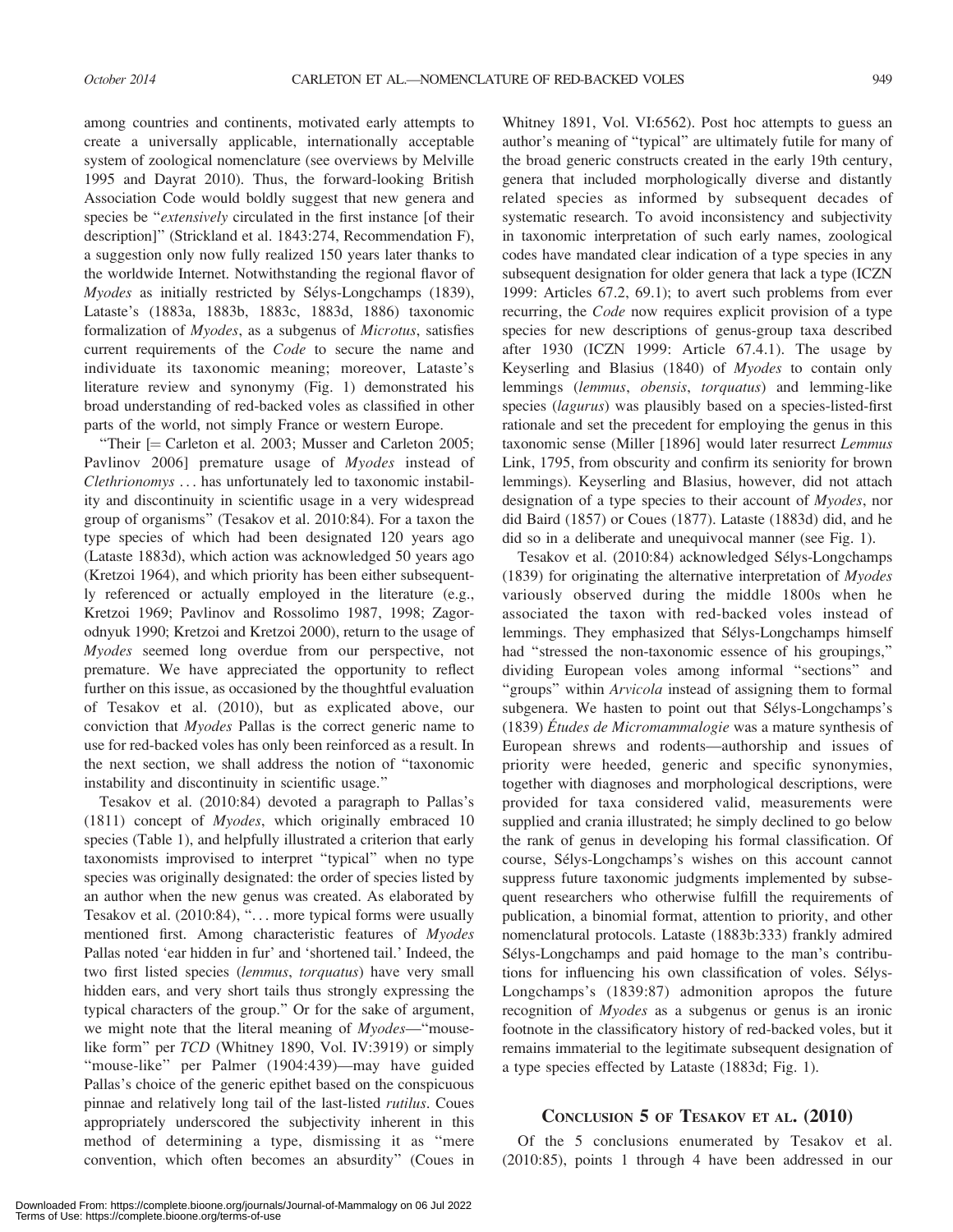among countries and continents, motivated early attempts to create a universally applicable, internationally acceptable system of zoological nomenclature (see overviews by Melville 1995 and Dayrat 2010). Thus, the forward-looking British Association Code would boldly suggest that new genera and species be "*extensively* circulated in the first instance [of their description]" (Strickland et al. 1843:274, Recommendation F), a suggestion only now fully realized 150 years later thanks to the worldwide Internet. Notwithstanding the regional flavor of *Myodes* as initially restricted by Sélys-Longchamps (1839), Lataste's (1883a, 1883b, 1883c, 1883d, 1886) taxonomic formalization of *Myodes*, as a subgenus of *Microtus*, satisfies current requirements of the *Code* to secure the name and individuate its taxonomic meaning; moreover, Lataste's literature review and synonymy (Fig. 1) demonstrated his broad understanding of red-backed voles as classified in other parts of the world, not simply France or western Europe.

"Their [= Carleton et al. 2003; Musser and Carleton 2005; Pavlinov 2006] premature usage of *Myodes* instead of *Clethrionomys* . . . has unfortunately led to taxonomic instability and discontinuity in scientific usage in a very widespread group of organisms" (Tesakov et al. 2010:84). For a taxon the type species of which had been designated 120 years ago (Lataste 1883d), which action was acknowledged 50 years ago (Kretzoi 1964), and which priority has been either subsequently referenced or actually employed in the literature (e.g., Kretzoi 1969; Pavlinov and Rossolimo 1987, 1998; Zagorodnyuk 1990; Kretzoi and Kretzoi 2000), return to the usage of *Myodes* seemed long overdue from our perspective, not premature. We have appreciated the opportunity to reflect further on this issue, as occasioned by the thoughtful evaluation of Tesakov et al. (2010), but as explicated above, our conviction that *Myodes* Pallas is the correct generic name to use for red-backed voles has only been reinforced as a result. In the next section, we shall address the notion of "taxonomic instability and discontinuity in scientific usage."

Tesakov et al. (2010:84) devoted a paragraph to Pallas's (1811) concept of *Myodes*, which originally embraced 10 species (Table 1), and helpfully illustrated a criterion that early taxonomists improvised to interpret "typical" when no type species was originally designated: the order of species listed by an author when the new genus was created. As elaborated by Tesakov et al. (2010:84), ". . . more typical forms were usually mentioned first. Among characteristic features of *Myodes* Pallas noted 'ear hidden in fur' and 'shortened tail.' Indeed, the two first listed species (*lemmus*, *torquatus*) have very small hidden ears, and very short tails thus strongly expressing the typical characters of the group." Or for the sake of argument, we might note that the literal meaning of *Myodes*—"mouse-like form" per *TCD* (Whitney 1890, Vol. IV:3919) or simply "mouse-like" per Palmer (1904:439)—may have guided Pallas's choice of the generic epithet based on the conspicuous pinnae and relatively long tail of the last-listed *rutilus*. Coues appropriately underscored the subjectivity inherent in this method of determining a type, dismissing it as "mere convention, which often becomes an absurdity" (Coues in Whitney 1891, Vol. VI:6562). Post hoc attempts to guess an author's meaning of "typical" are ultimately futile for many of the broad generic constructs created in the early 19th century, genera that included morphologically diverse and distantly related species as informed by subsequent decades of systematic research. To avoid inconsistency and subjectivity in taxonomic interpretation of such early names, zoological codes have mandated clear indication of a type species in any subsequent designation for older genera that lack a type (ICZN 1999: Articles 67.2, 69.1); to avert such problems from ever recurring, the *Code* now requires explicit provision of a type species for new descriptions of genus-group taxa described after 1930 (ICZN 1999: Article 67.4.1). The usage by Keyserling and Blasius (1840) of *Myodes* to contain only lemmings (*lemmus*, *obensis*, *torquatus*) and lemming-like species (*lagurus*) was plausibly based on a species-listed-first rationale and set the precedent for employing the genus in this taxonomic sense (Miller [1896] would later resurrect *Lemmus* Link, 1795, from obscurity and confirm its seniority for brown lemmings). Keyserling and Blasius, however, did not attach designation of a type species to their account of *Myodes*, nor did Baird (1857) or Coues (1877). Lataste (1883d) did, and he did so in a deliberate and unequivocal manner (see Fig. 1).

Tesakov et al. (2010:84) acknowledged Sélys-Longchamps (1839) for originating the alternative interpretation of *Myodes* variously observed during the middle 1800s when he associated the taxon with red-backed voles instead of lemmings. They emphasized that Sélys-Longchamps himself had "stressed the non-taxonomic essence of his groupings," dividing European voles among informal "sections" and "groups" within *Arvicola* instead of assigning them to formal subgenera. We hasten to point out that Sélys-Longchamps's (1839) *Études de Micromammalogie* was a mature synthesis of European shrews and rodents—authorship and issues of priority were heeded, generic and specific synonymies, together with diagnoses and morphological descriptions, were provided for taxa considered valid, measurements were supplied and crania illustrated; he simply declined to go below the rank of genus in developing his formal classification. Of course, Sélys-Longchamps's wishes on this account cannot suppress future taxonomic judgments implemented by subsequent researchers who otherwise fulfill the requirements of publication, a binomial format, attention to priority, and other nomenclatural protocols. Lataste (1883b:333) frankly admired Sélys-Longchamps and paid homage to the man's contributions for influencing his own classification of voles. Sélys-Longchamps's (1839:87) admonition apropos the future recognition of *Myodes* as a subgenus or genus is an ironic footnote in the classificatory history of red-backed voles, but it remains immaterial to the legitimate subsequent designation of a type species effected by Lataste (1883d; Fig. 1).

## Conclusion 5 of Tesakov et al. (2010)

Of the 5 conclusions enumerated by Tesakov et al. (2010:85), points 1 through 4 have been addressed in our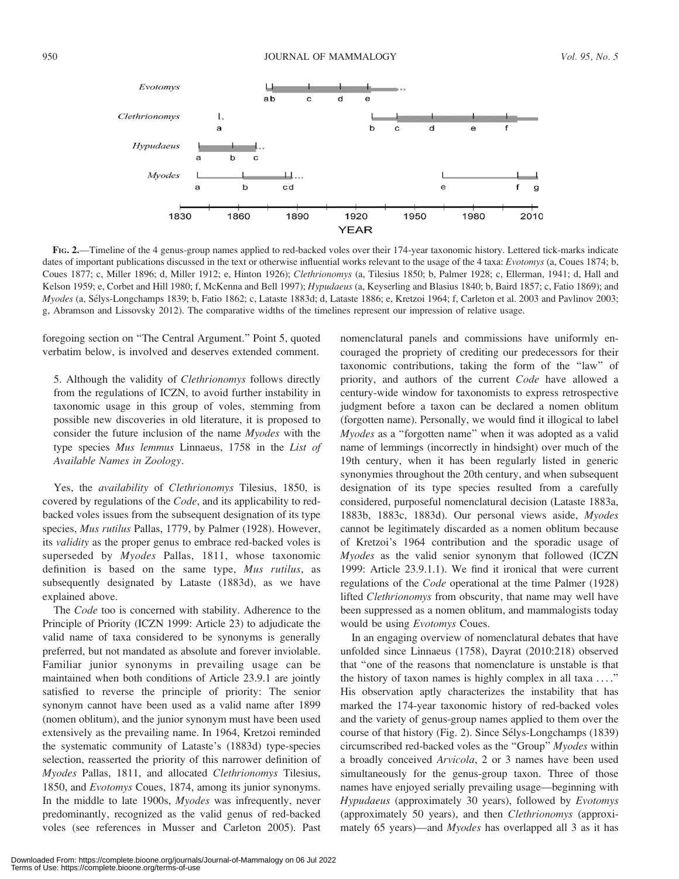Evotomys

a b c d e

Clethrionomys

a

b c d e f

Hypudaeus

a b c

Myodes

a b c d e f g

1830 1860 1890 1920 1950 1980 2010

YEAR

**Fig. 2.**—Timeline of the 4 genus-group names applied to red-backed voles over their 174-year taxonomic history. Lettered tick-marks indicate dates of important publications discussed in the text or otherwise influential works relevant to the usage of the 4 taxa: *Evotomys* (a, Coues 1874; b, Coues 1877; c, Miller 1896; d, Miller 1912; e, Hinton 1926); *Clethrionomys* (a, Tilesius 1850; b, Palmer 1928; c, Ellerman, 1941; d, Hall and Kelson 1959; e, Corbet and Hill 1980; f, McKenna and Bell 1997); *Hypudaeus* (a, Keyserling and Blasius 1840; b, Baird 1857; c, Fatio 1869); and *Myodes* (a, Sélys-Longchamps 1839; b, Fatio 1862; c, Lataste 1883d; d, Lataste 1886; e, Kretzoi 1964; f, Carleton et al. 2003 and Pavlinov 2003; g, Abramson and Lissovsky 2012). The comparative widths of the timelines represent our impression of relative usage.

foregoing section on "The Central Argument." Point 5, quoted verbatim below, is involved and deserves extended comment.

> 5. Although the validity of *Clethrionomys* follows directly from the regulations of ICZN, to avoid further instability in taxonomic usage in this group of voles, stemming from possible new discoveries in old literature, it is proposed to consider the future inclusion of the name *Myodes* with the type species *Mus lemmus* Linnaeus, 1758 in the *List of Available Names in Zoology*.

Yes, the *availability* of *Clethrionomys* Tilesius, 1850, is covered by regulations of the *Code*, and its applicability to red-backed voles issues from the subsequent designation of its type species, *Mus rutilus* Pallas, 1779, by Palmer (1928). However, its *validity* as the proper genus to embrace red-backed voles is superseded by *Myodes* Pallas, 1811, whose taxonomic definition is based on the same type, *Mus rutilus*, as subsequently designated by Lataste (1883d), as we have explained above.

The *Code* too is concerned with stability. Adherence to the Principle of Priority (ICZN 1999: Article 23) to adjudicate the valid name of taxa considered to be synonyms is generally preferred, but not mandated as absolute and forever inviolable. Familiar junior synonyms in prevailing usage can be maintained when both conditions of Article 23.9.1 are jointly satisfied to reverse the principle of priority: The senior synonym cannot have been used as a valid name after 1899 (nomen oblitum), and the junior synonym must have been used extensively as the prevailing name. In 1964, Kretzoi reminded the systematic community of Lataste's (1883d) type-species selection, reasserted the priority of this narrower definition of *Myodes* Pallas, 1811, and allocated *Clethrionomys* Tilesius, 1850, and *Evotomys* Coues, 1874, among its junior synonyms. In the middle to late 1900s, *Myodes* was infrequently, never predominantly, recognized as the valid genus of red-backed voles (see references in Musser and Carleton 2005). Past nomenclatural panels and commissions have uniformly encouraged the propriety of crediting our predecessors for their taxonomic contributions, taking the form of the "law" of priority, and authors of the current *Code* have allowed a century-wide window for taxonomists to express retrospective judgment before a taxon can be declared a nomen oblitum (forgotten name). Personally, we would find it illogical to label *Myodes* as a "forgotten name" when it was adopted as a valid name of lemmings (incorrectly in hindsight) over much of the 19th century, when it has been regularly listed in generic synonymies throughout the 20th century, and when subsequent designation of its type species resulted from a carefully considered, purposeful nomenclatural decision (Lataste 1883a, 1883b, 1883c, 1883d). Our personal views aside, *Myodes* cannot be legitimately discarded as a nomen oblitum because of Kretzoi's 1964 contribution and the sporadic usage of *Myodes* as the valid senior synonym that followed (ICZN 1999: Article 23.9.1.1). We find it ironical that were current regulations of the *Code* operational at the time Palmer (1928) lifted *Clethrionomys* from obscurity, that name may well have been suppressed as a nomen oblitum, and mammalogists today would be using *Evotomys* Coues.

In an engaging overview of nomenclatural debates that have unfolded since Linnaeus (1758), Dayrat (2010:218) observed that "one of the reasons that nomenclature is unstable is that the history of taxon names is highly complex in all taxa . . . ." His observation aptly characterizes the instability that has marked the 174-year taxonomic history of red-backed voles and the variety of genus-group names applied to them over the course of that history (Fig. 2). Since Sélys-Longchamps (1839) circumscribed red-backed voles as the "Group" *Myodes* within a broadly conceived *Arvicola*, 2 or 3 names have been used simultaneously for the genus-group taxon. Three of those names have enjoyed serially prevailing usage—beginning with *Hypudaeus* (approximately 30 years), followed by *Evotomys* (approximately 50 years), and then *Clethrionomys* (approximately 65 years)—and *Myodes* has overlapped all 3 as it has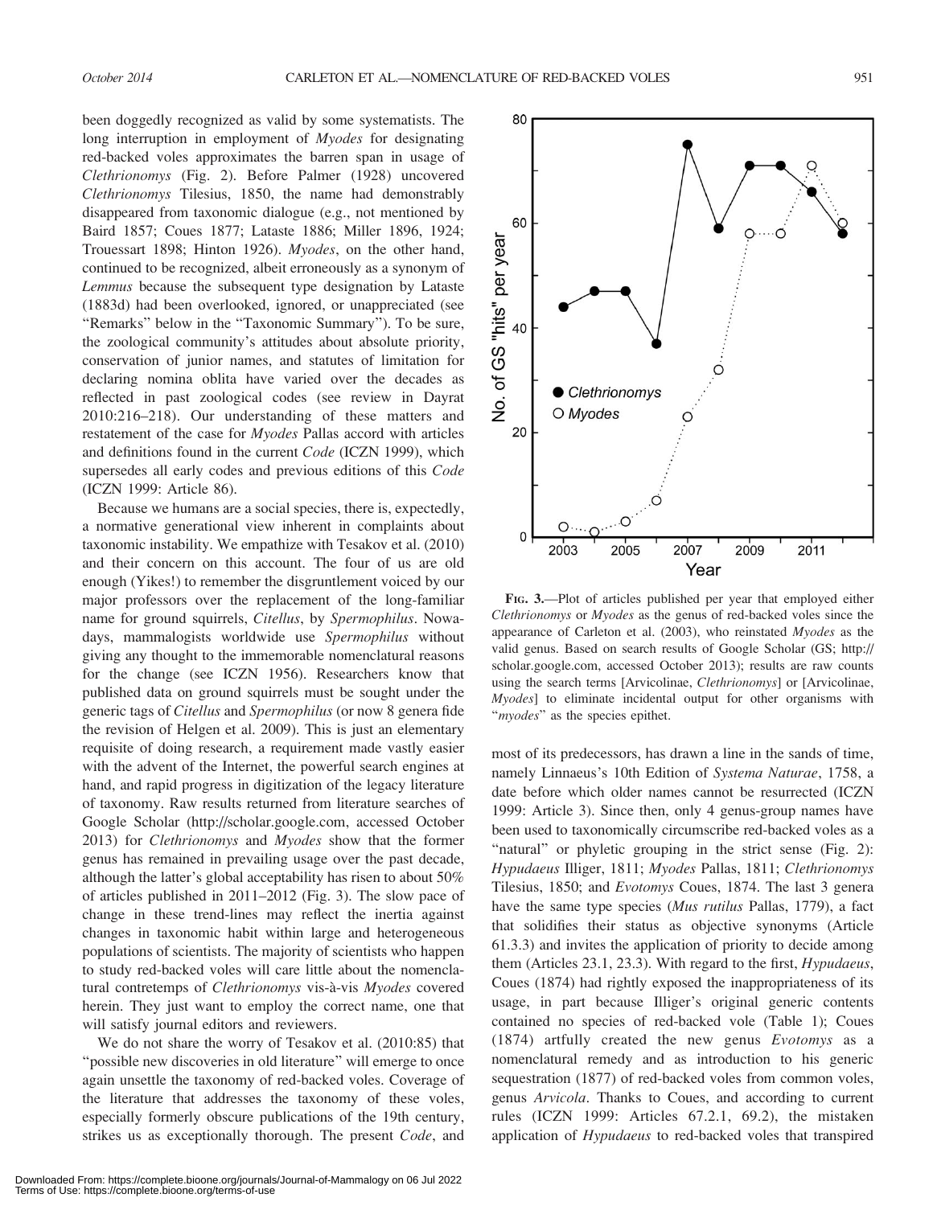been doggedly recognized as valid by some systematists. The long interruption in employment of *Myodes* for designating red-backed voles approximates the barren span in usage of *Clethrionomys* (Fig. 2). Before Palmer (1928) uncovered *Clethrionomys* Tilesius, 1850, the name had demonstrably disappeared from taxonomic dialogue (e.g., not mentioned by Baird 1857; Coues 1877; Lataste 1886; Miller 1896, 1924; Trouessart 1898; Hinton 1926). *Myodes*, on the other hand, continued to be recognized, albeit erroneously as a synonym of *Lemmus* because the subsequent type designation by Lataste (1883d) had been overlooked, ignored, or unappreciated (see "Remarks" below in the "Taxonomic Summary"). To be sure, the zoological community's attitudes about absolute priority, conservation of junior names, and statutes of limitation for declaring nomina oblita have varied over the decades as reflected in past zoological codes (see review in Dayrat 2010:216–218). Our understanding of these matters and restatement of the case for *Myodes* Pallas accord with articles and definitions found in the current *Code* (ICZN 1999), which supersedes all early codes and previous editions of this *Code* (ICZN 1999: Article 86).

Because we humans are a social species, there is, expectedly, a normative generational view inherent in complaints about taxonomic instability. We empathize with Tesakov et al. (2010) and their concern on this account. The four of us are old enough (Yikes!) to remember the disgruntlement voiced by our major professors over the replacement of the long-familiar name for ground squirrels, *Citellus*, by *Spermophilus*. Nowadays, mammalogists worldwide use *Spermophilus* without giving any thought to the immemorable nomenclatural reasons for the change (see ICZN 1956). Researchers know that published data on ground squirrels must be sought under the generic tags of *Citellus* and *Spermophilus* (or now 8 genera fide the revision of Helgen et al. 2009). This is just an elementary requisite of doing research, a requirement made vastly easier with the advent of the Internet, the powerful search engines at hand, and rapid progress in digitization of the legacy literature of taxonomy. Raw results returned from literature searches of Google Scholar (http://scholar.google.com, accessed October 2013) for *Clethrionomys* and *Myodes* show that the former genus has remained in prevailing usage over the past decade, although the latter's global acceptability has risen to about 50% of articles published in 2011–2012 (Fig. 3). The slow pace of change in these trend-lines may reflect the inertia against changes in taxonomic habit within large and heterogeneous populations of scientists. The majority of scientists who happen to study red-backed voles will care little about the nomenclatural contretemps of *Clethrionomys* vis-à-vis *Myodes* covered herein. They just want to employ the correct name, one that will satisfy journal editors and reviewers.

We do not share the worry of Tesakov et al. (2010:85) that "possible new discoveries in old literature" will emerge to once again unsettle the taxonomy of red-backed voles. Coverage of the literature that addresses the taxonomy of these voles, especially formerly obscure publications of the 19th century, strikes us as exceptionally thorough. The present *Code*, and most of its predecessors, has drawn a line in the sands of time, namely Linnaeus's 10th Edition of *Systema Naturae*, 1758, a date before which older names cannot be resurrected (ICZN 1999: Article 3). Since then, only 4 genus-group names have been used to taxonomically circumscribe red-backed voles as a "natural" or phyletic grouping in the strict sense (Fig. 2): *Hypudaeus* Illiger, 1811; *Myodes* Pallas, 1811; *Clethrionomys* Tilesius, 1850; and *Evotomys* Coues, 1874. The last 3 genera have the same type species (*Mus rutilus* Pallas, 1779), a fact that solidifies their status as objective synonyms (Article 61.3.3) and invites the application of priority to decide among them (Articles 23.1, 23.3). With regard to the first, *Hypudaeus*, Coues (1874) had rightly exposed the inappropriateness of its usage, in part because Illiger's original generic contents contained no species of red-backed vole (Table 1); Coues (1874) artfully created the new genus *Evotomys* as a nomenclatural remedy and as introduction to his generic sequestration (1877) of red-backed voles from common voles, genus *Arvicola*. Thanks to Coues, and according to current rules (ICZN 1999: Articles 67.2.1, 69.2), the mistaken application of *Hypudaeus* to red-backed voles that transpired

No. of GS "hits" per year
80
60
40
20
0
2003
2005
2007
2009
2011
Year
● *Clethrionomys*
○ *Myodes*

**Fig. 3.**—Plot of articles published per year that employed either *Clethrionomys* or *Myodes* as the genus of red-backed voles since the appearance of Carleton et al. (2003), who reinstated *Myodes* as the valid genus. Based on search results of Google Scholar (GS; http://scholar.google.com, accessed October 2013); results are raw counts using the search terms [Arvicolinae, *Clethrionomys*] or [Arvicolinae, *Myodes*] to eliminate incidental output for other organisms with "*myodes*" as the species epithet.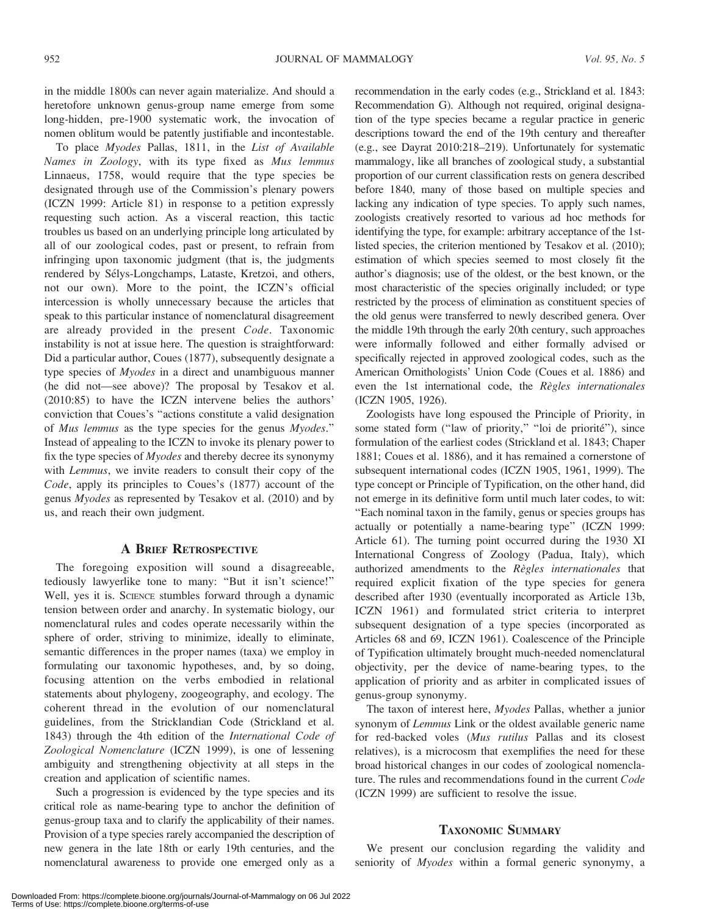in the middle 1800s can never again materialize. And should a heretofore unknown genus-group name emerge from some long-hidden, pre-1900 systematic work, the invocation of nomen oblitum would be patently justifiable and incontestable.

To place *Myodes* Pallas, 1811, in the *List of Available Names in Zoology*, with its type fixed as *Mus lemmus* Linnaeus, 1758, would require that the type species be designated through use of the Commission's plenary powers (ICZN 1999: Article 81) in response to a petition expressly requesting such action. As a visceral reaction, this tactic troubles us based on an underlying principle long articulated by all of our zoological codes, past or present, to refrain from infringing upon taxonomic judgment (that is, the judgments rendered by Sélys-Longchamps, Lataste, Kretzoi, and others, not our own). More to the point, the ICZN's official intercession is wholly unnecessary because the articles that speak to this particular instance of nomenclatural disagreement are already provided in the present *Code*. Taxonomic instability is not at issue here. The question is straightforward: Did a particular author, Coues (1877), subsequently designate a type species of *Myodes* in a direct and unambiguous manner (he did not—see above)? The proposal by Tesakov et al. (2010:85) to have the ICZN intervene belies the authors' conviction that Coues's "actions constitute a valid designation of *Mus lemmus* as the type species for the genus *Myodes*." Instead of appealing to the ICZN to invoke its plenary power to fix the type species of *Myodes* and thereby decree its synonymy with *Lemmus*, we invite readers to consult their copy of the *Code*, apply its principles to Coues's (1877) account of the genus *Myodes* as represented by Tesakov et al. (2010) and by us, and reach their own judgment.

## A Brief Retrospective

The foregoing exposition will sound a disagreeable, tediously lawyerlike tone to many: "But it isn't science!" Well, yes it is. Science stumbles forward through a dynamic tension between order and anarchy. In systematic biology, our nomenclatural rules and codes operate necessarily within the sphere of order, striving to minimize, ideally to eliminate, semantic differences in the proper names (taxa) we employ in formulating our taxonomic hypotheses, and, by so doing, focusing attention on the verbs embodied in relational statements about phylogeny, zoogeography, and ecology. The coherent thread in the evolution of our nomenclatural guidelines, from the Stricklandian Code (Strickland et al. 1843) through the 4th edition of the *International Code of Zoological Nomenclature* (ICZN 1999), is one of lessening ambiguity and strengthening objectivity at all steps in the creation and application of scientific names.

Such a progression is evidenced by the type species and its critical role as name-bearing type to anchor the definition of genus-group taxa and to clarify the applicability of their names. Provision of a type species rarely accompanied the description of new genera in the late 18th or early 19th centuries, and the nomenclatural awareness to provide one emerged only as a recommendation in the early codes (e.g., Strickland et al. 1843: Recommendation G). Although not required, original designation of the type species became a regular practice in generic descriptions toward the end of the 19th century and thereafter (e.g., see Dayrat 2010:218–219). Unfortunately for systematic mammalogy, like all branches of zoological study, a substantial proportion of our current classification rests on genera described before 1840, many of those based on multiple species and lacking any indication of type species. To apply such names, zoologists creatively resorted to various ad hoc methods for identifying the type, for example: arbitrary acceptance of the 1st-listed species, the criterion mentioned by Tesakov et al. (2010); estimation of which species seemed to most closely fit the author's diagnosis; use of the oldest, or the best known, or the most characteristic of the species originally included; or type restricted by the process of elimination as constituent species of the old genus were transferred to newly described genera. Over the middle 19th through the early 20th century, such approaches were informally followed and either formally advised or specifically rejected in approved zoological codes, such as the American Ornithologists' Union Code (Coues et al. 1886) and even the 1st international code, the *Règles internationales* (ICZN 1905, 1926).

Zoologists have long espoused the Principle of Priority, in some stated form ("law of priority," "loi de priorité"), since formulation of the earliest codes (Strickland et al. 1843; Chaper 1881; Coues et al. 1886), and it has remained a cornerstone of subsequent international codes (ICZN 1905, 1961, 1999). The type concept or Principle of Typification, on the other hand, did not emerge in its definitive form until much later codes, to wit: "Each nominal taxon in the family, genus or species groups has actually or potentially a name-bearing type" (ICZN 1999: Article 61). The turning point occurred during the 1930 XI International Congress of Zoology (Padua, Italy), which authorized amendments to the *Règles internationales* that required explicit fixation of the type species for genera described after 1930 (eventually incorporated as Article 13b, ICZN 1961) and formulated strict criteria to interpret subsequent designation of a type species (incorporated as Articles 68 and 69, ICZN 1961). Coalescence of the Principle of Typification ultimately brought much-needed nomenclatural objectivity, per the device of name-bearing types, to the application of priority and as arbiter in complicated issues of genus-group synonymy.

The taxon of interest here, *Myodes* Pallas, whether a junior synonym of *Lemmus* Link or the oldest available generic name for red-backed voles (*Mus rutilus* Pallas and its closest relatives), is a microcosm that exemplifies the need for these broad historical changes in our codes of zoological nomenclature. The rules and recommendations found in the current *Code* (ICZN 1999) are sufficient to resolve the issue.

## Taxonomic Summary

We present our conclusion regarding the validity and seniority of *Myodes* within a formal generic synonymy, a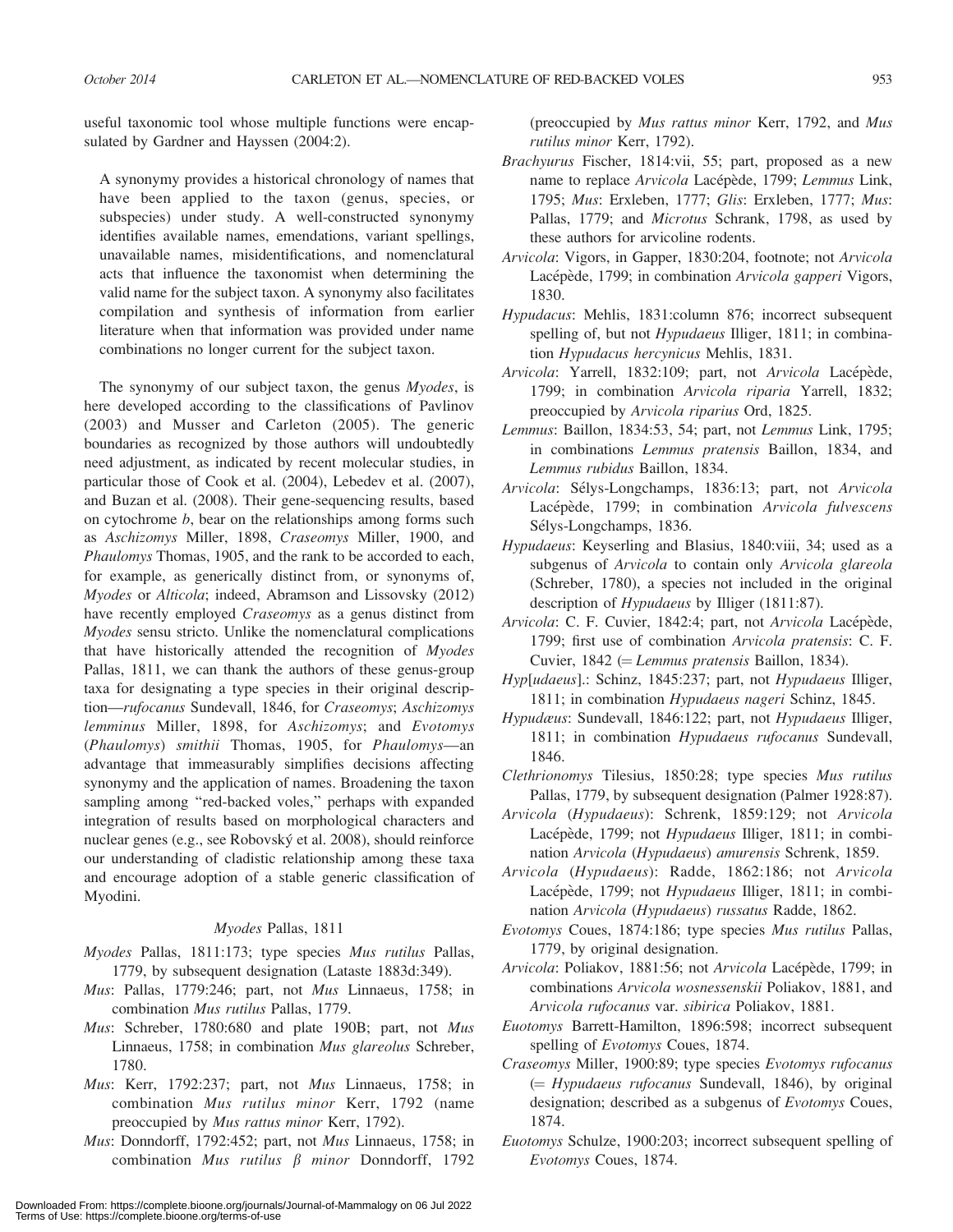useful taxonomic tool whose multiple functions were encapsulated by Gardner and Hayssen (2004:2).

> A synonymy provides a historical chronology of names that have been applied to the taxon (genus, species, or subspecies) under study. A well-constructed synonymy identifies available names, emendations, variant spellings, unavailable names, misidentifications, and nomenclatural acts that influence the taxonomist when determining the valid name for the subject taxon. A synonymy also facilitates compilation and synthesis of information from earlier literature when that information was provided under name combinations no longer current for the subject taxon.

The synonymy of our subject taxon, the genus *Myodes*, is here developed according to the classifications of Pavlinov (2003) and Musser and Carleton (2005). The generic boundaries as recognized by those authors will undoubtedly need adjustment, as indicated by recent molecular studies, in particular those of Cook et al. (2004), Lebedev et al. (2007), and Buzan et al. (2008). Their gene-sequencing results, based on cytochrome *b*, bear on the relationships among forms such as *Aschizomys* Miller, 1898, *Craseomys* Miller, 1900, and *Phaulomys* Thomas, 1905, and the rank to be accorded to each, for example, as generically distinct from, or synonyms of, *Myodes* or *Alticola*; indeed, Abramson and Lissovsky (2012) have recently employed *Craseomys* as a genus distinct from *Myodes* sensu stricto. Unlike the nomenclatural complications that have historically attended the recognition of *Myodes* Pallas, 1811, we can thank the authors of these genus-group taxa for designating a type species in their original description—*rufocanus* Sundevall, 1846, for *Craseomys*; *Aschizomys lemminus* Miller, 1898, for *Aschizomys*; and *Evotomys* (*Phaulomys*) *smithii* Thomas, 1905, for *Phaulomys*—an advantage that immeasurably simplifies decisions affecting synonymy and the application of names. Broadening the taxon sampling among "red-backed voles," perhaps with expanded integration of results based on morphological characters and nuclear genes (e.g., see Robovský et al. 2008), should reinforce our understanding of cladistic relationship among these taxa and encourage adoption of a stable generic classification of Myodini.

### *Myodes* Pallas, 1811

*Myodes* Pallas, 1811:173; type species *Mus rutilus* Pallas, 1779, by subsequent designation (Lataste 1883d:349).

*Mus*: Pallas, 1779:246; part, not *Mus* Linnaeus, 1758; in combination *Mus rutilus* Pallas, 1779.

*Mus*: Schreber, 1780:680 and plate 190B; part, not *Mus* Linnaeus, 1758; in combination *Mus glareolus* Schreber, 1780.

*Mus*: Kerr, 1792:237; part, not *Mus* Linnaeus, 1758; in combination *Mus rutilus minor* Kerr, 1792 (name preoccupied by *Mus rattus minor* Kerr, 1792).

*Mus*: Donndorff, 1792:452; part, not *Mus* Linnaeus, 1758; in combination *Mus rutilus β minor* Donndorff, 1792 (preoccupied by *Mus rattus minor* Kerr, 1792, and *Mus rutilus minor* Kerr, 1792).

*Brachyurus* Fischer, 1814:vii, 55; part, proposed as a new name to replace *Arvicola* Lacépède, 1799; *Lemmus* Link, 1795; *Mus*: Erxleben, 1777; *Glis*: Erxleben, 1777; *Mus*: Pallas, 1779; and *Microtus* Schrank, 1798, as used by these authors for arvicoline rodents.

*Arvicola*: Vigors, in Gapper, 1830:204, footnote; not *Arvicola* Lacépède, 1799; in combination *Arvicola gapperi* Vigors, 1830.

*Hypudacus*: Mehlis, 1831:column 876; incorrect subsequent spelling of, but not *Hypudaeus* Illiger, 1811; in combination *Hypudacus hercynicus* Mehlis, 1831.

*Arvicola*: Yarrell, 1832:109; part, not *Arvicola* Lacépède, 1799; in combination *Arvicola riparia* Yarrell, 1832; preoccupied by *Arvicola riparius* Ord, 1825.

*Lemmus*: Baillon, 1834:53, 54; part, not *Lemmus* Link, 1795; in combinations *Lemmus pratensis* Baillon, 1834, and *Lemmus rubidus* Baillon, 1834.

*Arvicola*: Sélys-Longchamps, 1836:13; part, not *Arvicola* Lacépède, 1799; in combination *Arvicola fulvescens* Sélys-Longchamps, 1836.

*Hypudaeus*: Keyserling and Blasius, 1840:viii, 34; used as a subgenus of *Arvicola* to contain only *Arvicola glareola* (Schreber, 1780), a species not included in the original description of *Hypudaeus* by Illiger (1811:87).

*Arvicola*: C. F. Cuvier, 1842:4; part, not *Arvicola* Lacépède, 1799; first use of combination *Arvicola pratensis*: C. F. Cuvier, 1842 (= *Lemmus pratensis* Baillon, 1834).

*Hyp*[*udaeus*].: Schinz, 1845:237; part, not *Hypudaeus* Illiger, 1811; in combination *Hypudaeus nageri* Schinz, 1845.

*Hypudæus*: Sundevall, 1846:122; part, not *Hypudaeus* Illiger, 1811; in combination *Hypudaeus rufocanus* Sundevall, 1846.

*Clethrionomys* Tilesius, 1850:28; type species *Mus rutilus* Pallas, 1779, by subsequent designation (Palmer 1928:87).

*Arvicola* (*Hypudaeus*): Schrenk, 1859:129; not *Arvicola* Lacépède, 1799; not *Hypudaeus* Illiger, 1811; in combination *Arvicola* (*Hypudaeus*) *amurensis* Schrenk, 1859.

*Arvicola* (*Hypudaeus*): Radde, 1862:186; not *Arvicola* Lacépède, 1799; not *Hypudaeus* Illiger, 1811; in combination *Arvicola* (*Hypudaeus*) *russatus* Radde, 1862.

*Evotomys* Coues, 1874:186; type species *Mus rutilus* Pallas, 1779, by original designation.

*Arvicola*: Poliakov, 1881:56; not *Arvicola* Lacépède, 1799; in combinations *Arvicola wosnessenskii* Poliakov, 1881, and *Arvicola rufocanus* var. *sibirica* Poliakov, 1881.

*Euotomys* Barrett-Hamilton, 1896:598; incorrect subsequent spelling of *Evotomys* Coues, 1874.

*Craseomys* Miller, 1900:89; type species *Evotomys rufocanus* (= *Hypudaeus rufocanus* Sundevall, 1846), by original designation; described as a subgenus of *Evotomys* Coues, 1874.

*Euotomys* Schulze, 1900:203; incorrect subsequent spelling of *Evotomys* Coues, 1874.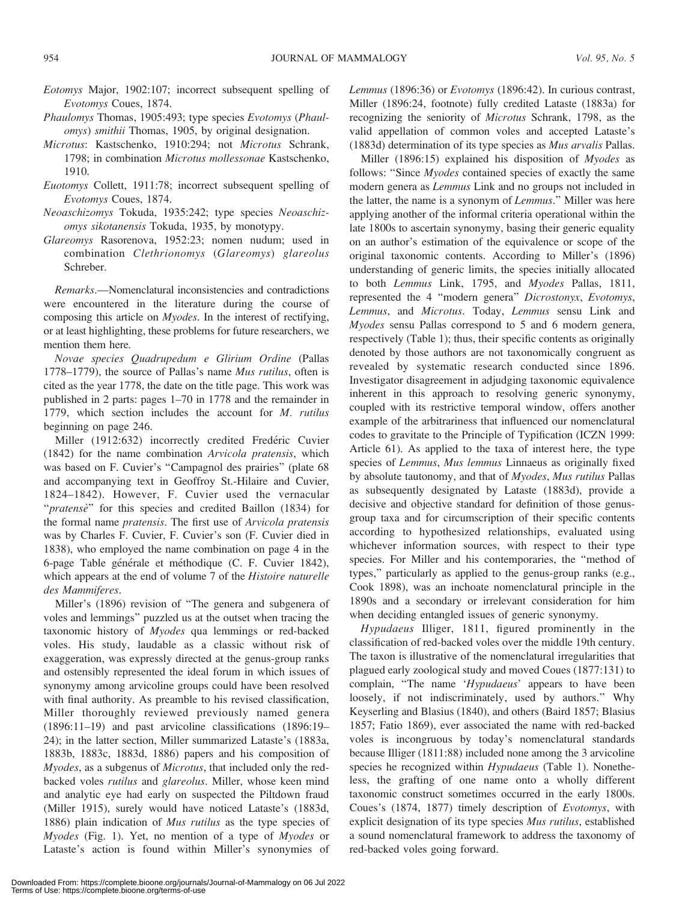*Eotomys* Major, 1902:107; incorrect subsequent spelling of *Evotomys* Coues, 1874.

*Phaulomys* Thomas, 1905:493; type species *Evotomys* (*Phaulomys*) *smithii* Thomas, 1905, by original designation.

*Microtus*: Kastschenko, 1910:294; not *Microtus* Schrank, 1798; in combination *Microtus mollessonae* Kastschenko, 1910.

*Euotomys* Collett, 1911:78; incorrect subsequent spelling of *Evotomys* Coues, 1874.

*Neoaschizomys* Tokuda, 1935:242; type species *Neoaschizomys sikotanensis* Tokuda, 1935, by monotypy.

*Glareomys* Rasorenova, 1952:23; nomen nudum; used in combination *Clethrionomys* (*Glareomys*) *glareolus* Schreber.

*Remarks*.—Nomenclatural inconsistencies and contradictions were encountered in the literature during the course of composing this article on *Myodes*. In the interest of rectifying, or at least highlighting, these problems for future researchers, we mention them here.

*Novae species Quadrupedum e Glirium Ordine* (Pallas 1778–1779), the source of Pallas's name *Mus rutilus*, often is cited as the year 1778, the date on the title page. This work was published in 2 parts: pages 1–70 in 1778 and the remainder in 1779, which section includes the account for *M. rutilus* beginning on page 246.

Miller (1912:632) incorrectly credited Fredéric Cuvier (1842) for the name combination *Arvicola pratensis*, which was based on F. Cuvier's "Campagnol des prairies" (plate 68 and accompanying text in Geoffroy St.-Hilaire and Cuvier, 1824–1842). However, F. Cuvier used the vernacular "*pratensè*" for this species and credited Baillon (1834) for the formal name *pratensis*. The first use of *Arvicola pratensis* was by Charles F. Cuvier, F. Cuvier's son (F. Cuvier died in 1838), who employed the name combination on page 4 in the 6-page Table générale et méthodique (C. F. Cuvier 1842), which appears at the end of volume 7 of the *Histoire naturelle des Mammiferes*.

Miller's (1896) revision of "The genera and subgenera of voles and lemmings" puzzled us at the outset when tracing the taxonomic history of *Myodes* qua lemmings or red-backed voles. His study, laudable as a classic without risk of exaggeration, was expressly directed at the genus-group ranks and ostensibly represented the ideal forum in which issues of synonymy among arvicoline groups could have been resolved with final authority. As preamble to his revised classification, Miller thoroughly reviewed previously named genera (1896:11–19) and past arvicoline classifications (1896:19–24); in the latter section, Miller summarized Lataste's (1883a, 1883b, 1883c, 1883d, 1886) papers and his composition of *Myodes*, as a subgenus of *Microtus*, that included only the red-backed voles *rutilus* and *glareolus*. Miller, whose keen mind and analytic eye had early on suspected the Piltdown fraud (Miller 1915), surely would have noticed Lataste's (1883d, 1886) plain indication of *Mus rutilus* as the type species of *Myodes* (Fig. 1). Yet, no mention of a type of *Myodes* or Lataste's action is found within Miller's synonymies of *Lemmus* (1896:36) or *Evotomys* (1896:42). In curious contrast, Miller (1896:24, footnote) fully credited Lataste (1883a) for recognizing the seniority of *Microtus* Schrank, 1798, as the valid appellation of common voles and accepted Lataste's (1883d) determination of its type species as *Mus arvalis* Pallas.

Miller (1896:15) explained his disposition of *Myodes* as follows: "Since *Myodes* contained species of exactly the same modern genera as *Lemmus* Link and no groups not included in the latter, the name is a synonym of *Lemmus*." Miller was here applying another of the informal criteria operational within the late 1800s to ascertain synonymy, basing their generic equality on an author's estimation of the equivalence or scope of the original taxonomic contents. According to Miller's (1896) understanding of generic limits, the species initially allocated to both *Lemmus* Link, 1795, and *Myodes* Pallas, 1811, represented the 4 "modern genera" *Dicrostonyx*, *Evotomys*, *Lemmus*, and *Microtus*. Today, *Lemmus* sensu Link and *Myodes* sensu Pallas correspond to 5 and 6 modern genera, respectively (Table 1); thus, their specific contents as originally denoted by those authors are not taxonomically congruent as revealed by systematic research conducted since 1896. Investigator disagreement in adjudging taxonomic equivalence inherent in this approach to resolving generic synonymy, coupled with its restrictive temporal window, offers another example of the arbitrariness that influenced our nomenclatural codes to gravitate to the Principle of Typification (ICZN 1999: Article 61). As applied to the taxa of interest here, the type species of *Lemmus*, *Mus lemmus* Linnaeus as originally fixed by absolute tautonomy, and that of *Myodes*, *Mus rutilus* Pallas as subsequently designated by Lataste (1883d), provide a decisive and objective standard for definition of those genus-group taxa and for circumscription of their specific contents according to hypothesized relationships, evaluated using whichever information sources, with respect to their type species. For Miller and his contemporaries, the "method of types," particularly as applied to the genus-group ranks (e.g., Cook 1898), was an inchoate nomenclatural principle in the 1890s and a secondary or irrelevant consideration for him when deciding entangled issues of generic synonymy.

*Hypudaeus* Illiger, 1811, figured prominently in the classification of red-backed voles over the middle 19th century. The taxon is illustrative of the nomenclatural irregularities that plagued early zoological study and moved Coues (1877:131) to complain, "The name '*Hypudaeus*' appears to have been loosely, if not indiscriminately, used by authors." Why Keyserling and Blasius (1840), and others (Baird 1857; Blasius 1857; Fatio 1869), ever associated the name with red-backed voles is incongruous by today's nomenclatural standards because Illiger (1811:88) included none among the 3 arvicoline species he recognized within *Hypudaeus* (Table 1). Nonetheless, the grafting of one name onto a wholly different taxonomic construct sometimes occurred in the early 1800s. Coues's (1874, 1877) timely description of *Evotomys*, with explicit designation of its type species *Mus rutilus*, established a sound nomenclatural framework to address the taxonomy of red-backed voles going forward.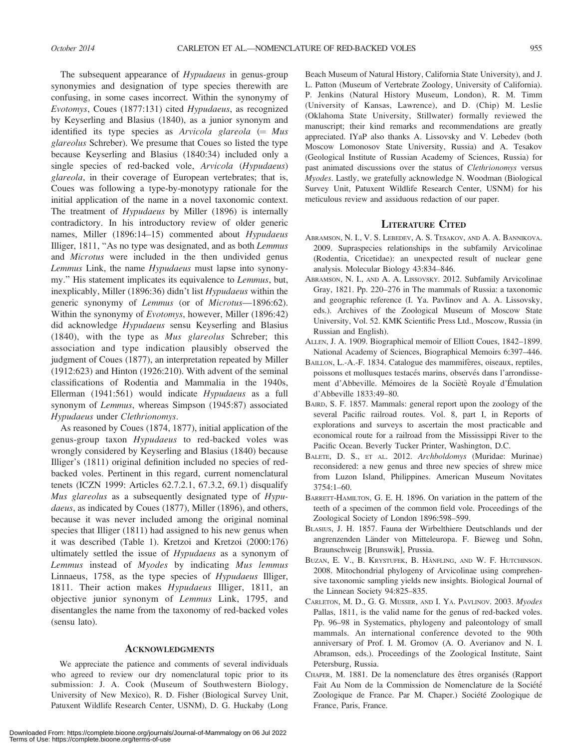The subsequent appearance of *Hypudaeus* in genus-group synonymies and designation of type species therewith are confusing, in some cases incorrect. Within the synonymy of *Evotomys*, Coues (1877:131) cited *Hypudaeus*, as recognized by Keyserling and Blasius (1840), as a junior synonym and identified its type species as *Arvicola glareola* (= *Mus glareolus* Schreber). We presume that Coues so listed the type because Keyserling and Blasius (1840:34) included only a single species of red-backed vole, *Arvicola* (*Hypudaeus*) *glareola*, in their coverage of European vertebrates; that is, Coues was following a type-by-monotypy rationale for the initial application of the name in a novel taxonomic context. The treatment of *Hypudaeus* by Miller (1896) is internally contradictory. In his introductory review of older generic names, Miller (1896:14–15) commented about *Hypudaeus* Illiger, 1811, "As no type was designated, and as both *Lemmus* and *Microtus* were included in the then undivided genus *Lemmus* Link, the name *Hypudaeus* must lapse into synonymy." His statement implicates its equivalence to *Lemmus*, but, inexplicably, Miller (1896:36) didn't list *Hypudaeus* within the generic synonymy of *Lemmus* (or of *Microtus*—1896:62). Within the synonymy of *Evotomys*, however, Miller (1896:42) did acknowledge *Hypudaeus* sensu Keyserling and Blasius (1840), with the type as *Mus glareolus* Schreber; this association and type indication plausibly observed the judgment of Coues (1877), an interpretation repeated by Miller (1912:623) and Hinton (1926:210). With advent of the seminal classifications of Rodentia and Mammalia in the 1940s, Ellerman (1941:561) would indicate *Hypudaeus* as a full synonym of *Lemmus*, whereas Simpson (1945:87) associated *Hypudaeus* under *Clethrionomys*.

As reasoned by Coues (1874, 1877), initial application of the genus-group taxon *Hypudaeus* to red-backed voles was wrongly considered by Keyserling and Blasius (1840) because Illiger's (1811) original definition included no species of red-backed voles. Pertinent in this regard, current nomenclatural tenets (ICZN 1999: Articles 62.7.2.1, 67.3.2, 69.1) disqualify *Mus glareolus* as a subsequently designated type of *Hypudaeus*, as indicated by Coues (1877), Miller (1896), and others, because it was never included among the original nominal species that Illiger (1811) had assigned to his new genus when it was described (Table 1). Kretzoi and Kretzoi (2000:176) ultimately settled the issue of *Hypudaeus* as a synonym of *Lemmus* instead of *Myodes* by indicating *Mus lemmus* Linnaeus, 1758, as the type species of *Hypudaeus* Illiger, 1811. Their action makes *Hypudaeus* Illiger, 1811, an objective junior synonym of *Lemmus* Link, 1795, and disentangles the name from the taxonomy of red-backed voles (sensu lato).

## Acknowledgments

We appreciate the patience and comments of several individuals who agreed to review our dry nomenclatural topic prior to its submission: J. A. Cook (Museum of Southwestern Biology, University of New Mexico), R. D. Fisher (Biological Survey Unit, Patuxent Wildlife Research Center, USNM), D. G. Huckaby (Long Beach Museum of Natural History, California State University), and J. L. Patton (Museum of Vertebrate Zoology, University of California). P. Jenkins (Natural History Museum, London), R. M. Timm (University of Kansas, Lawrence), and D. (Chip) M. Leslie (Oklahoma State University, Stillwater) formally reviewed the manuscript; their kind remarks and recommendations are greatly appreciated. IYaP also thanks A. Lissovsky and V. Lebedev (both Moscow Lomonosov State University, Russia) and A. Tesakov (Geological Institute of Russian Academy of Sciences, Russia) for past animated discussions over the status of *Clethrionomys* versus *Myodes*. Lastly, we gratefully acknowledge N. Woodman (Biological Survey Unit, Patuxent Wildlife Research Center, USNM) for his meticulous review and assiduous redaction of our paper.

## Literature Cited

Abramson, N. I., V. S. Lebedev, A. S. Tesakov, and A. A. Bannikova. 2009. Supraspecies relationships in the subfamily Arvicolinae (Rodentia, Cricetidae): an unexpected result of nuclear gene analysis. Molecular Biology 43:834–846.

Abramson, N. I., and A. A. Lissovsky. 2012. Subfamily Arvicolinae Gray, 1821. Pp. 220–276 in The mammals of Russia: a taxonomic and geographic reference (I. Ya. Pavlinov and A. A. Lissovsky, eds.). Archives of the Zoological Museum of Moscow State University, Vol. 52. KMK Scientific Press Ltd., Moscow, Russia (in Russian and English).

Allen, J. A. 1909. Biographical memoir of Elliott Coues, 1842–1899. National Academy of Sciences, Biographical Memoirs 6:397–446.

Baillon, L.-A.-F. 1834. Catalogue des mammifères, oiseaux, reptiles, poissons et mollusques testacés marins, observés dans l'arrondissement d'Abbeville. Mémoires de la Sociètè Royale d'Émulation d'Abbeville 1833:49–80.

Baird, S. F. 1857. Mammals: general report upon the zoology of the several Pacific railroad routes. Vol. 8, part I, in Reports of explorations and surveys to ascertain the most practicable and economical route for a railroad from the Mississippi River to the Pacific Ocean. Beverly Tucker Printer, Washington, D.C.

Balete, D. S., et al. 2012. *Archboldomys* (Muridae: Murinae) reconsidered: a new genus and three new species of shrew mice from Luzon Island, Philippines. American Museum Novitates 3754:1–60.

Barrett-Hamilton, G. E. H. 1896. On variation in the pattern of the teeth of a specimen of the common field vole. Proceedings of the Zoological Society of London 1896:598–599.

Blasius, J. H. 1857. Fauna der Wirbelthiere Deutschlands und der angrenzenden Länder von Mitteleuropa. F. Bieweg und Sohn, Braunschweig [Brunswik], Prussia.

Buzan, E. V., B. Krystufek, B. Hänfling, and W. F. Hutchinson. 2008. Mitochondrial phylogeny of Arvicolinae using comprehensive taxonomic sampling yields new insights. Biological Journal of the Linnean Society 94:825–835.

Carleton, M. D., G. G. Musser, and I. Ya. Pavlinov. 2003. *Myodes* Pallas, 1811, is the valid name for the genus of red-backed voles. Pp. 96–98 in Systematics, phylogeny and paleontology of small mammals. An international conference devoted to the 90th anniversary of Prof. I. M. Gromov (A. O. Averianov and N. I. Abramson, eds.). Proceedings of the Zoological Institute, Saint Petersburg, Russia.

Chaper, M. 1881. De la nomenclature des êtres organisés (Rapport Fait Au Nom de la Commission de Nomenclature de la Société Zoologique de France. Par M. Chaper.) Société Zoologique de France, Paris, France.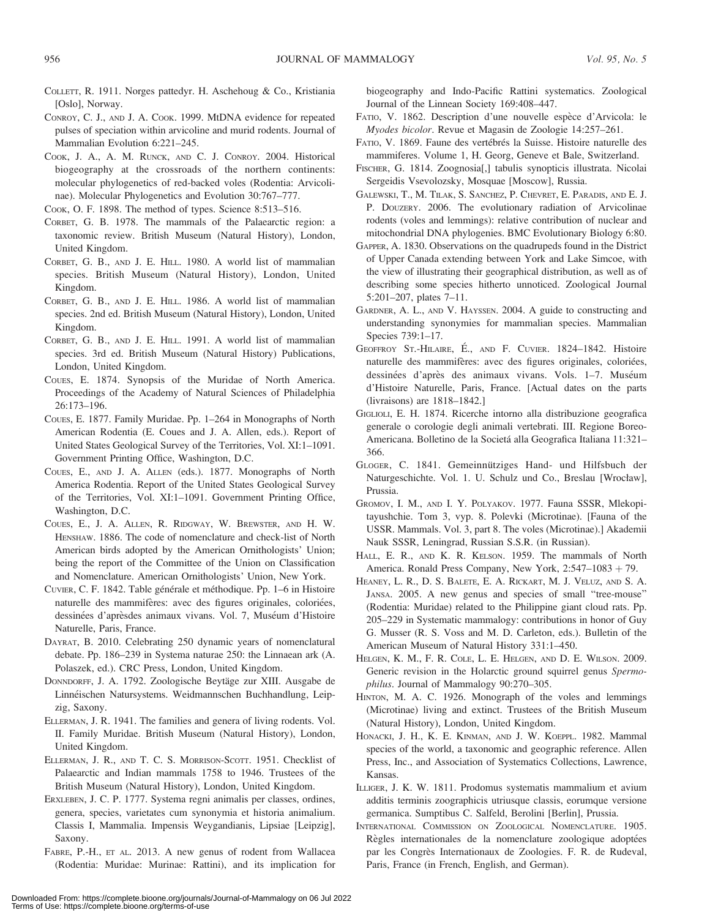Collett, R. 1911. Norges pattedyr. H. Aschehoug & Co., Kristiania [Oslo], Norway.

Conroy, C. J., and J. A. Cook. 1999. MtDNA evidence for repeated pulses of speciation within arvicoline and murid rodents. Journal of Mammalian Evolution 6:221–245.

Cook, J. A., A. M. Runck, and C. J. Conroy. 2004. Historical biogeography at the crossroads of the northern continents: molecular phylogenetics of red-backed voles (Rodentia: Arvicolinae). Molecular Phylogenetics and Evolution 30:767–777.

Cook, O. F. 1898. The method of types. Science 8:513–516.

Corbet, G. B. 1978. The mammals of the Palaearctic region: a taxonomic review. British Museum (Natural History), London, United Kingdom.

Corbet, G. B., and J. E. Hill. 1980. A world list of mammalian species. British Museum (Natural History), London, United Kingdom.

Corbet, G. B., and J. E. Hill. 1986. A world list of mammalian species. 2nd ed. British Museum (Natural History), London, United Kingdom.

Corbet, G. B., and J. E. Hill. 1991. A world list of mammalian species. 3rd ed. British Museum (Natural History) Publications, London, United Kingdom.

Coues, E. 1874. Synopsis of the Muridae of North America. Proceedings of the Academy of Natural Sciences of Philadelphia 26:173–196.

Coues, E. 1877. Family Muridae. Pp. 1–264 in Monographs of North American Rodentia (E. Coues and J. A. Allen, eds.). Report of United States Geological Survey of the Territories, Vol. XI:1–1091. Government Printing Office, Washington, D.C.

Coues, E., and J. A. Allen (eds.). 1877. Monographs of North America Rodentia. Report of the United States Geological Survey of the Territories, Vol. XI:1–1091. Government Printing Office, Washington, D.C.

Coues, E., J. A. Allen, R. Ridgway, W. Brewster, and H. W. Henshaw. 1886. The code of nomenclature and check-list of North American birds adopted by the American Ornithologists' Union; being the report of the Committee of the Union on Classification and Nomenclature. American Ornithologists' Union, New York.

Cuvier, C. F. 1842. Table générale et méthodique. Pp. 1–6 in Histoire naturelle des mammifères: avec des figures originales, coloriées, dessinées d'aprèsdes animaux vivans. Vol. 7, Muséum d'Histoire Naturelle, Paris, France.

Dayrat, B. 2010. Celebrating 250 dynamic years of nomenclatural debate. Pp. 186–239 in Systema naturae 250: the Linnaean ark (A. Polaszek, ed.). CRC Press, London, United Kingdom.

Donndorff, J. A. 1792. Zoologische Beytäge zur XIII. Ausgabe de Linnéischen Natursystems. Weidmannschen Buchhandlung, Leipzig, Saxony.

Ellerman, J. R. 1941. The families and genera of living rodents. Vol. II. Family Muridae. British Museum (Natural History), London, United Kingdom.

Ellerman, J. R., and T. C. S. Morrison-Scott. 1951. Checklist of Palaearctic and Indian mammals 1758 to 1946. Trustees of the British Museum (Natural History), London, United Kingdom.

Erxleben, J. C. P. 1777. Systema regni animalis per classes, ordines, genera, species, varietates cum synonymia et historia animalium. Classis I, Mammalia. Impensis Weygandianis, Lipsiae [Leipzig], Saxony.

Fabre, P.-H., et al. 2013. A new genus of rodent from Wallacea (Rodentia: Muridae: Murinae: Rattini), and its implication for biogeography and Indo-Pacific Rattini systematics. Zoological Journal of the Linnean Society 169:408–447.

Fatio, V. 1862. Description d'une nouvelle espèce d'Arvicola: le *Myodes bicolor*. Revue et Magasin de Zoologie 14:257–261.

Fatio, V. 1869. Faune des vertébrés la Suisse. Histoire naturelle des mammiferes. Volume 1, H. Georg, Geneve et Bale, Switzerland.

Fischer, G. 1814. Zoognosia[,] tabulis synopticis illustrata. Nicolai Sergeidis Vsevolozsky, Mosquae [Moscow], Russia.

Galewski, T., M. Tilak, S. Sanchez, P. Chevret, E. Paradis, and E. J. P. Douzery. 2006. The evolutionary radiation of Arvicolinae rodents (voles and lemmings): relative contribution of nuclear and mitochondrial DNA phylogenies. BMC Evolutionary Biology 6:80.

Gapper, A. 1830. Observations on the quadrupeds found in the District of Upper Canada extending between York and Lake Simcoe, with the view of illustrating their geographical distribution, as well as of describing some species hitherto unnoticed. Zoological Journal 5:201–207, plates 7–11.

Gardner, A. L., and V. Hayssen. 2004. A guide to constructing and understanding synonymies for mammalian species. Mammalian Species 739:1–17.

Geoffroy St.-Hilaire, É., and F. Cuvier. 1824–1842. Histoire naturelle des mammifères: avec des figures originales, coloriées, dessinées d'après des animaux vivans. Vols. 1–7. Muséum d'Histoire Naturelle, Paris, France. [Actual dates on the parts (livraisons) are 1818–1842.]

Giglioli, E. H. 1874. Ricerche intorno alla distribuzione geografica generale o corologie degli animali vertebrati. III. Regione Boreo-Americana. Bolletino de la Societá alla Geografica Italiana 11:321–366.

Gloger, C. 1841. Gemeinnütziges Hand- und Hilfsbuch der Naturgeschichte. Vol. 1. U. Schulz und Co., Breslau [Wrocław], Prussia.

Gromov, I. M., and I. Y. Polyakov. 1977. Fauna SSSR, Mlekopitayushchie. Tom 3, vyp. 8. Polevki (Microtinae). [Fauna of the USSR. Mammals. Vol. 3, part 8. The voles (Microtinae).] Akademii Nauk SSSR, Leningrad, Russian S.S.R. (in Russian).

Hall, E. R., and K. R. Kelson. 1959. The mammals of North America. Ronald Press Company, New York, 2:547–1083 + 79.

Heaney, L. R., D. S. Balete, E. A. Rickart, M. J. Veluz, and S. A. Jansa. 2005. A new genus and species of small "tree-mouse" (Rodentia: Muridae) related to the Philippine giant cloud rats. Pp. 205–229 in Systematic mammalogy: contributions in honor of Guy G. Musser (R. S. Voss and M. D. Carleton, eds.). Bulletin of the American Museum of Natural History 331:1–450.

Helgen, K. M., F. R. Cole, L. E. Helgen, and D. E. Wilson. 2009. Generic revision in the Holarctic ground squirrel genus *Spermophilus*. Journal of Mammalogy 90:270–305.

Hinton, M. A. C. 1926. Monograph of the voles and lemmings (Microtinae) living and extinct. Trustees of the British Museum (Natural History), London, United Kingdom.

Honacki, J. H., K. E. Kinman, and J. W. Koeppl. 1982. Mammal species of the world, a taxonomic and geographic reference. Allen Press, Inc., and Association of Systematics Collections, Lawrence, Kansas.

Illiger, J. K. W. 1811. Prodomus systematis mammalium et avium additis terminis zoographicis utriusque classis, eorumque versione germanica. Sumptibus C. Salfeld, Berolini [Berlin], Prussia.

International Commission on Zoological Nomenclature. 1905. Règles internationales de la nomenclature zoologique adoptées par les Congrès Internationaux de Zoologies. F. R. de Rudeval, Paris, France (in French, English, and German).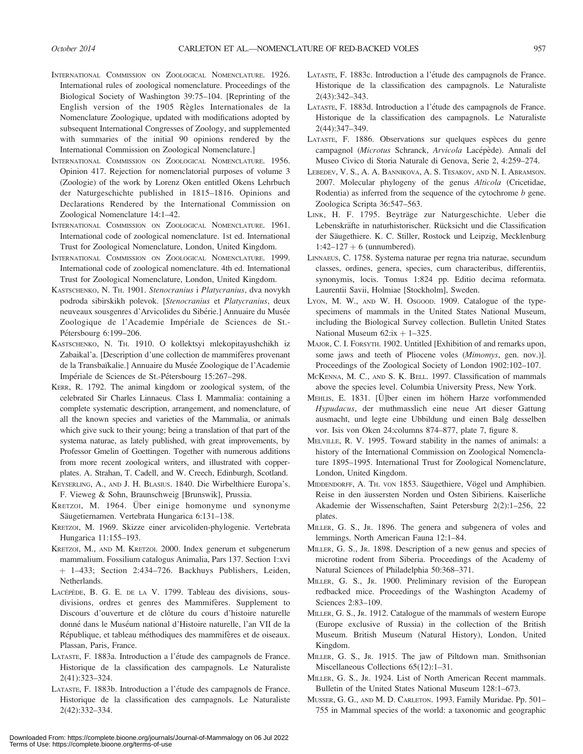INTERNATIONAL COMMISSION ON ZOOLOGICAL NOMENCLATURE. 1926. International rules of zoological nomenclature. Proceedings of the Biological Society of Washington 39:75–104. [Reprinting of the English version of the 1905 Règles Internationales de la Nomenclature Zoologique, updated with modifications adopted by subsequent International Congresses of Zoology, and supplemented with summaries of the initial 90 opinions rendered by the International Commission on Zoological Nomenclature.]

INTERNATIONAL COMMISSION ON ZOOLOGICAL NOMENCLATURE. 1956. Opinion 417. Rejection for nomenclatorial purposes of volume 3 (Zoologie) of the work by Lorenz Oken entitled Okens Lehrbuch der Naturgeschichte published in 1815–1816. Opinions and Declarations Rendered by the International Commission on Zoological Nomenclature 14:1–42.

INTERNATIONAL COMMISSION ON ZOOLOGICAL NOMENCLATURE. 1961. International code of zoological nomenclature. 1st ed. International Trust for Zoological Nomenclature, London, United Kingdom.

INTERNATIONAL COMMISSION ON ZOOLOGICAL NOMENCLATURE. 1999. International code of zoological nomenclature. 4th ed. International Trust for Zoological Nomenclature, London, United Kingdom.

KASTSCHENKO, N. TH. 1901. *Stenocranius* i *Platycranius*, dva novykh podroda sibirskikh polevok. [*Stenocranius* et *Platycranius*, deux neuveaux sousgenres d'Arvicolides du Sibérie.] Annuaire du Musée Zoologique de l'Academie Impériale de Sciences de St.-Pétersbourg 6:199–206.

KASTSCHENKO, N. TH. 1910. O kollektsyi mlekopitayushchikh iz Zabaikal'a. [Description d'une collection de mammifères provenant de la Transbaïkalie.] Annuaire du Musée Zoologique de l'Academie Impériale de Sciences de St.-Pétersbourg 15:267–298.

KERR, R. 1792. The animal kingdom or zoological system, of the celebrated Sir Charles Linnaeus. Class I. Mammalia: containing a complete systematic description, arrangement, and nomenclature, of all the known species and varieties of the Mammalia, or animals which give suck to their young; being a translation of that part of the systema naturae, as lately published, with great improvements, by Professor Gmelin of Goettingen. Together with numerous additions from more recent zoological writers, and illustrated with copperplates. A. Strahan, T. Cadell, and W. Creech, Edinburgh, Scotland.

KEYSERLING, A., AND J. H. BLASIUS. 1840. Die Wirbelthiere Europa's. F. Vieweg & Sohn, Braunschweig [Brunswik], Prussia.

KRETZOI, M. 1964. Über einige homonyme und synonyme Säugetiernamen. Vertebrata Hungarica 6:131–138.

KRETZOI, M. 1969. Skizze einer arvicoliden-phylogenie. Vertebrata Hungarica 11:155–193.

KRETZOI, M., AND M. KRETZOI. 2000. Index generum et subgenerum mammalium. Fossilium catalogus Animalia, Pars 137. Section 1:xvi + 1–433; Section 2:434–726. Backhuys Publishers, Leiden, Netherlands.

LACÉPÈDE, B. G. E. DE LA V. 1799. Tableau des divisions, sous-divisions, ordres et genres des Mammifères. Supplement to Discours d'ouverture et de clôture du cours d'histoire naturelle donné dans le Muséum national d'Histoire naturelle, l'an VII de la République, et tableau méthodiques des mammifères et de oiseaux. Plassan, Paris, France.

LATASTE, F. 1883a. Introduction a l'étude des campagnols de France. Historique de la classification des campagnols. Le Naturaliste 2(41):323–324.

LATASTE, F. 1883b. Introduction a l'étude des campagnols de France. Historique de la classification des campagnols. Le Naturaliste 2(42):332–334.

LATASTE, F. 1883c. Introduction a l'étude des campagnols de France. Historique de la classification des campagnols. Le Naturaliste 2(43):342–343.

LATASTE, F. 1883d. Introduction a l'étude des campagnols de France. Historique de la classification des campagnols. Le Naturaliste 2(44):347–349.

LATASTE, F. 1886. Observations sur quelques espèces du genre campagnol (*Microtus* Schranck, *Arvicola* Lacépède). Annali del Museo Civico di Storia Naturale di Genova, Serie 2, 4:259–274.

LEBEDEV, V. S., A. A. BANNIKOVA, A. S. TESAKOV, AND N. I. ABRAMSON. 2007. Molecular phylogeny of the genus *Alticola* (Cricetidae, Rodentia) as inferred from the sequence of the cytochrome *b* gene. Zoologica Scripta 36:547–563.

LINK, H. F. 1795. Beyträge zur Naturgeschichte. Ueber die Lebenskräfte in naturhistorischer. Rücksicht und die Classification der Säugethiere. K. C. Stiller, Rostock und Leipzig, Mecklenburg 1:42–127 + 6 (unnumbered).

LINNAEUS, C. 1758. Systema naturae per regna tria naturae, secundum classes, ordines, genera, species, cum characteribus, differentiis, synonymis, locis. Tomus 1:824 pp. Editio decima reformata. Laurentii Savii, Holmiae [Stockholm], Sweden.

LYON, M. W., AND W. H. OSGOOD. 1909. Catalogue of the type-specimens of mammals in the United States National Museum, including the Biological Survey collection. Bulletin United States National Museum 62:ix + 1–325.

MAJOR, C. I. FORSYTH. 1902. Untitled [Exhibition of and remarks upon, some jaws and teeth of Pliocene voles (*Mimomys*, gen. nov.)]. Proceedings of the Zoological Society of London 1902:102–107.

MCKENNA, M. C., AND S. K. BELL. 1997. Classification of mammals above the species level. Columbia University Press, New York.

MEHLIS, E. 1831. [Ü]ber einen im höhern Harze vorfommended *Hypudacus*, der muthmasslich eine neue Art dieser Gattung ausmacht, und legte eine Ubbildung und einen Balg desselben vor. Isis von Oken 24:columns 874–877, plate 7, figure 8.

MELVILLE, R. V. 1995. Toward stability in the names of animals: a history of the International Commission on Zoological Nomenclature 1895–1995. International Trust for Zoological Nomenclature, London, United Kingdom.

MIDDENDORFF, A. TH. VON 1853. Säugethiere, Vögel und Amphibien. Reise in den äussersten Norden und Osten Sibiriens. Kaiserliche Akademie der Wissenschaften, Saint Petersburg 2(2):1–256, 22 plates.

MILLER, G. S., JR. 1896. The genera and subgenera of voles and lemmings. North American Fauna 12:1–84.

MILLER, G. S., JR. 1898. Description of a new genus and species of microtine rodent from Siberia. Proceedings of the Academy of Natural Sciences of Philadelphia 50:368–371.

MILLER, G. S., JR. 1900. Preliminary revision of the European redbacked mice. Proceedings of the Washington Academy of Sciences 2:83–109.

MILLER, G. S., JR. 1912. Catalogue of the mammals of western Europe (Europe exclusive of Russia) in the collection of the British Museum. British Museum (Natural History), London, United Kingdom.

MILLER, G. S., JR. 1915. The jaw of Piltdown man. Smithsonian Miscellaneous Collections 65(12):1–31.

MILLER, G. S., JR. 1924. List of North American Recent mammals. Bulletin of the United States National Museum 128:1–673.

MUSSER, G. G., AND M. D. CARLETON. 1993. Family Muridae. Pp. 501–755 in Mammal species of the world: a taxonomic and geographic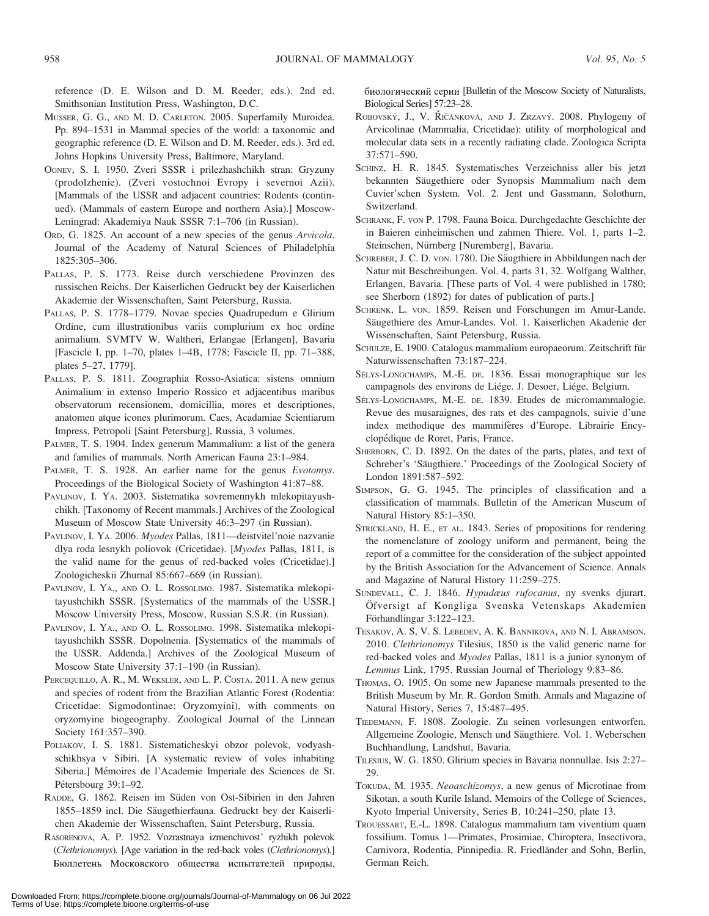reference (D. E. Wilson and D. M. Reeder, eds.). 2nd ed. Smithsonian Institution Press, Washington, D.C.

MUSSER, G. G., AND M. D. CARLETON. 2005. Superfamily Muroidea. Pp. 894–1531 in Mammal species of the world: a taxonomic and geographic reference (D. E. Wilson and D. M. Reeder, eds.). 3rd ed. Johns Hopkins University Press, Baltimore, Maryland.

OGNEV, S. I. 1950. Zveri SSSR i prilezhashchikh stran: Gryzuny (prodolzhenie). (Zveri vostochnoi Evropy i severnoi Azii). [Mammals of the USSR and adjacent countries: Rodents (continued). (Mammals of eastern Europe and northern Asia).] Moscow-Leningrad: Akademiya Nauk SSSR 7:1–706 (in Russian).

ORD, G. 1825. An account of a new species of the genus *Arvicola*. Journal of the Academy of Natural Sciences of Philadelphia 1825:305–306.

PALLAS, P. S. 1773. Reise durch verschiedene Provinzen des russischen Reichs. Der Kaiserlichen Gedruckt bey der Kaiserlichen Akademie der Wissenschaften, Saint Petersburg, Russia.

PALLAS, P. S. 1778–1779. Novae species Quadrupedum e Glirium Ordine, cum illustrationibus variis complurium ex hoc ordine animalium. SVMTV W. Waltheri, Erlangae [Erlangen], Bavaria [Fascicle I, pp. 1–70, plates 1–4B, 1778; Fascicle II, pp. 71–388, plates 5–27, 1779].

PALLAS, P. S. 1811. Zoographia Rosso-Asiatica: sistens omnium Animalium in extenso Imperio Rossico et adjacentibus maribus observatorum recensionem, domicillia, mores et descriptiones, anatomen atque icones plurimorum. Caes, Acadamiae Scientiarum Impress, Petropoli [Saint Petersburg], Russia, 3 volumes.

PALMER, T. S. 1904. Index generum Mammalium: a list of the genera and families of mammals. North American Fauna 23:1–984.

PALMER, T. S. 1928. An earlier name for the genus *Evotomys*. Proceedings of the Biological Society of Washington 41:87–88.

PAVLINOV, I. YA. 2003. Sistematika sovremennykh mlekopitayushchikh. [Taxonomy of Recent mammals.] Archives of the Zoological Museum of Moscow State University 46:3–297 (in Russian).

PAVLINOV, I. YA. 2006. *Myodes* Pallas, 1811—deistvitel'noie nazvanie dlya roda lesnykh poliovok (Cricetidae). [*Myodes* Pallas, 1811, is the valid name for the genus of red-backed voles (Cricetidae).] Zoologicheskii Zhurnal 85:667–669 (in Russian).

PAVLINOV, I. YA., AND O. L. ROSSOLIMO. 1987. Sistematika mlekopitayushchikh SSSR. [Systematics of the mammals of the USSR.] Moscow University Press, Moscow, Russian S.S.R. (in Russian).

PAVLINOV, I. YA., AND O. L. ROSSOLIMO. 1998. Sistematika mlekopitayushchikh SSSR. Dopolnenia. [Systematics of the mammals of the USSR. Addenda.] Archives of the Zoological Museum of Moscow State University 37:1–190 (in Russian).

PERCEQUILLO, A. R., M. WEKSLER, AND L. P. COSTA. 2011. A new genus and species of rodent from the Brazilian Atlantic Forest (Rodentia: Cricetidae: Sigmodontinae: Oryzomyini), with comments on oryzomyine biogeography. Zoological Journal of the Linnean Society 161:357–390.

POLIAKOV, I. S. 1881. Sistematicheskyi obzor polevok, vodyashschikhsya v Sibiri. [A systematic review of voles inhabiting Siberia.] Mémoires de l'Academie Imperiale des Sciences de St. Pétersbourg 39:1–92.

RADDE, G. 1862. Reisen im Süden von Ost-Sibirien in den Jahren 1855–1859 incl. Die Säugethierfauna. Gedruckt bey der Kaiserlichen Akademie der Wissenschaften, Saint Petersburg, Russia.

RASORENOVA, A. P. 1952. Vozrastnaya izmenchivost' ryzhikh polevok (*Clethrionomys*). [Age variation in the red-back voles (*Clethrionomys*).] Бюллетень Московского общества испытателей природы, биологический серии [Bulletin of the Moscow Society of Naturalists, Biological Series] 57:23–28.

ROBOVSKÝ, J., V. ŘIČÁNKOVÁ, AND J. ZRZAVÝ. 2008. Phylogeny of Arvicolinae (Mammalia, Cricetidae): utility of morphological and molecular data sets in a recently radiating clade. Zoologica Scripta 37:571–590.

SCHINZ, H. R. 1845. Systematisches Verzeichniss aller bis jetzt bekannten Säugethiere oder Synopsis Mammalium nach dem Cuvier'schen System. Vol. 2. Jent und Gassmann, Solothurn, Switzerland.

SCHRANK, F. VON P. 1798. Fauna Boica. Durchgedachte Geschichte der in Baieren einheimischen und zahmen Thiere. Vol. 1, parts 1–2. Steinschen, Nürnberg [Nuremberg], Bavaria.

SCHREBER, J. C. D. VON. 1780. Die Säugthiere in Abbildungen nach der Natur mit Beschreibungen. Vol. 4, parts 31, 32. Wolfgang Walther, Erlangen, Bavaria. [These parts of Vol. 4 were published in 1780; see Sherborn (1892) for dates of publication of parts.]

SCHRENK, L. VON. 1859. Reisen und Forschungen im Amur-Lande. Säugethiere des Amur-Landes. Vol. 1. Kaiserlichen Akadenie der Wissenschaften, Saint Petersburg, Russia.

SCHULZE, E. 1900. Catalogus mammalium europaeorum. Zeitschrift für Naturwissenschaften 73:187–224.

SÉLYS-LONGCHAMPS, M.-E. DE. 1836. Essai monographique sur les campagnols des environs de Liége. J. Desoer, Liége, Belgium.

SÉLYS-LONGCHAMPS, M.-E. DE. 1839. Etudes de micromammalogie. Revue des musaraignes, des rats et des campagnols, suivie d'une index methodique des mammifères d'Europe. Librairie Encyclopédique de Roret, Paris, France.

SHERBORN, C. D. 1892. On the dates of the parts, plates, and text of Schreber's 'Säugthiere.' Proceedings of the Zoological Society of London 1891:587–592.

SIMPSON, G. G. 1945. The principles of classification and a classification of mammals. Bulletin of the American Museum of Natural History 85:1–350.

STRICKLAND, H. E., ET AL. 1843. Series of propositions for rendering the nomenclature of zoology uniform and permanent, being the report of a committee for the consideration of the subject appointed by the British Association for the Advancement of Science. Annals and Magazine of Natural History 11:259–275.

SUNDEVALL, C. J. 1846. *Hypudæus rufocanus*, ny svenks djurart. Öfversigt af Kongliga Svenska Vetenskaps Akademien Förhandlingar 3:122–123.

TESAKOV, A. S, V. S. LEBEDEV, A. K. BANNIKOVA, AND N. I. ABRAMSON. 2010. *Clethrionomys* Tilesius, 1850 is the valid generic name for red-backed voles and *Myodes* Pallas, 1811 is a junior synonym of *Lemmus* Link, 1795. Russian Journal of Theriology 9:83–86.

THOMAS, O. 1905. On some new Japanese mammals presented to the British Museum by Mr. R. Gordon Smith. Annals and Magazine of Natural History, Series 7, 15:487–495.

TIEDEMANN, F. 1808. Zoologie. Zu seinen vorlesungen entworfen. Allgemeine Zoologie, Mensch und Säugthiere. Vol. 1. Weberschen Buchhandlung, Landshut, Bavaria.

TILESIUS, W. G. 1850. Glirium species in Bavaria nonnullae. Isis 2:27–29.

TOKUDA, M. 1935. *Neoaschizomys*, a new genus of Microtinae from Sikotan, a south Kurile Island. Memoirs of the College of Sciences, Kyoto Imperial University, Series B, 10:241–250, plate 13.

TROUESSART, E.-L. 1898. Catalogus mammalium tam viventium quam fossilium. Tomus 1—Primates, Prosimiae, Chiroptera, Insectivora, Carnivora, Rodentia, Pinnipedia. R. Friedländer and Sohn, Berlin, German Reich.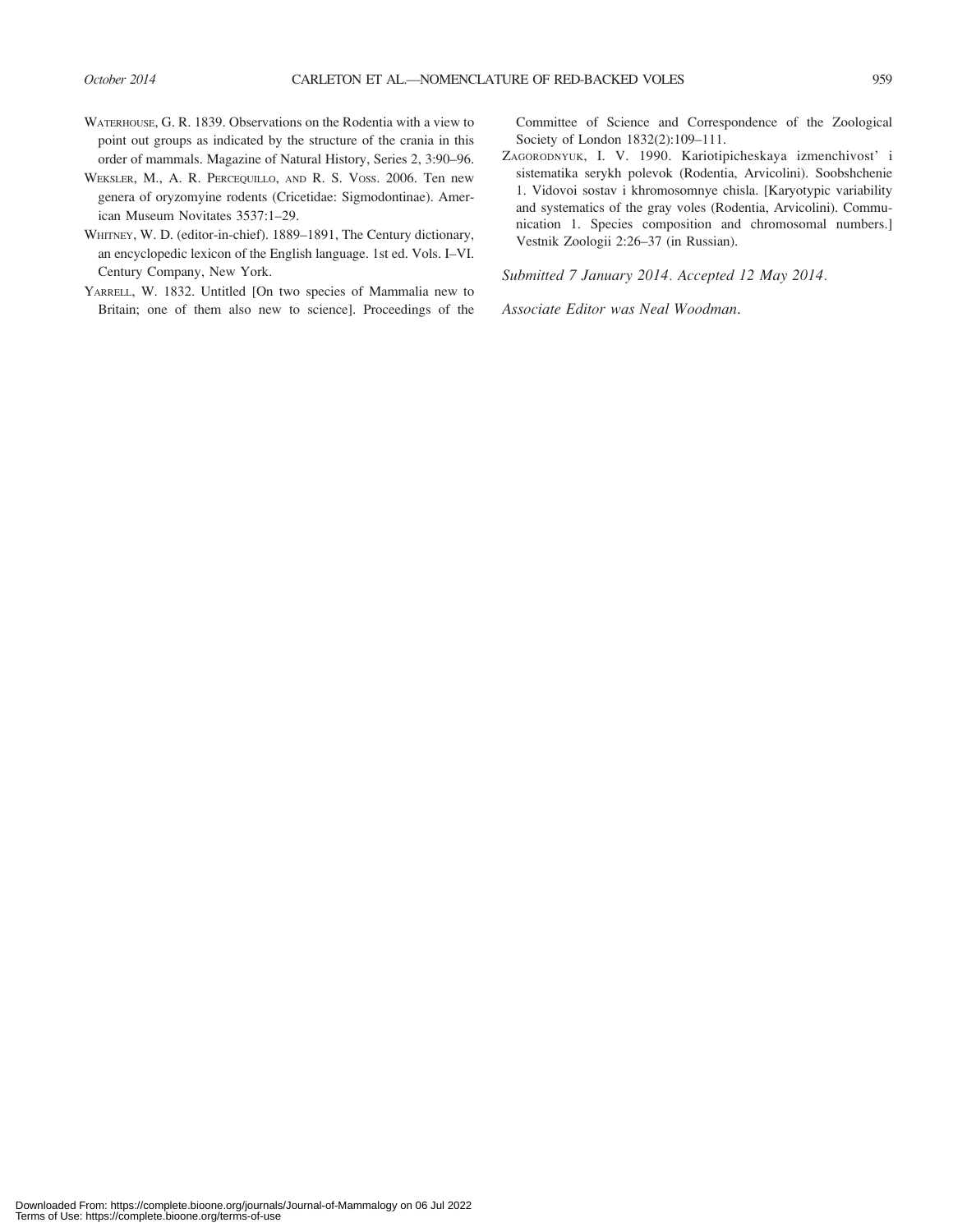WATERHOUSE, G. R. 1839. Observations on the Rodentia with a view to point out groups as indicated by the structure of the crania in this order of mammals. Magazine of Natural History, Series 2, 3:90–96.

WEKSLER, M., A. R. PERCEQUILLO, AND R. S. VOSS. 2006. Ten new genera of oryzomyine rodents (Cricetidae: Sigmodontinae). American Museum Novitates 3537:1–29.

WHITNEY, W. D. (editor-in-chief). 1889–1891, The Century dictionary, an encyclopedic lexicon of the English language. 1st ed. Vols. I–VI. Century Company, New York.

YARRELL, W. 1832. Untitled [On two species of Mammalia new to Britain; one of them also new to science]. Proceedings of the Committee of Science and Correspondence of the Zoological Society of London 1832(2):109–111.

ZAGORODNYUK, I. V. 1990. Kariotipicheskaya izmenchivost' i sistematika serykh polevok (Rodentia, Arvicolini). Soobshchenie 1. Vidovoi sostav i khromosomnye chisla. [Karyotypic variability and systematics of the gray voles (Rodentia, Arvicolini). Communication 1. Species composition and chromosomal numbers.] Vestnik Zoologii 2:26–37 (in Russian).

*Submitted 7 January 2014. Accepted 12 May 2014.*

*Associate Editor was Neal Woodman.*